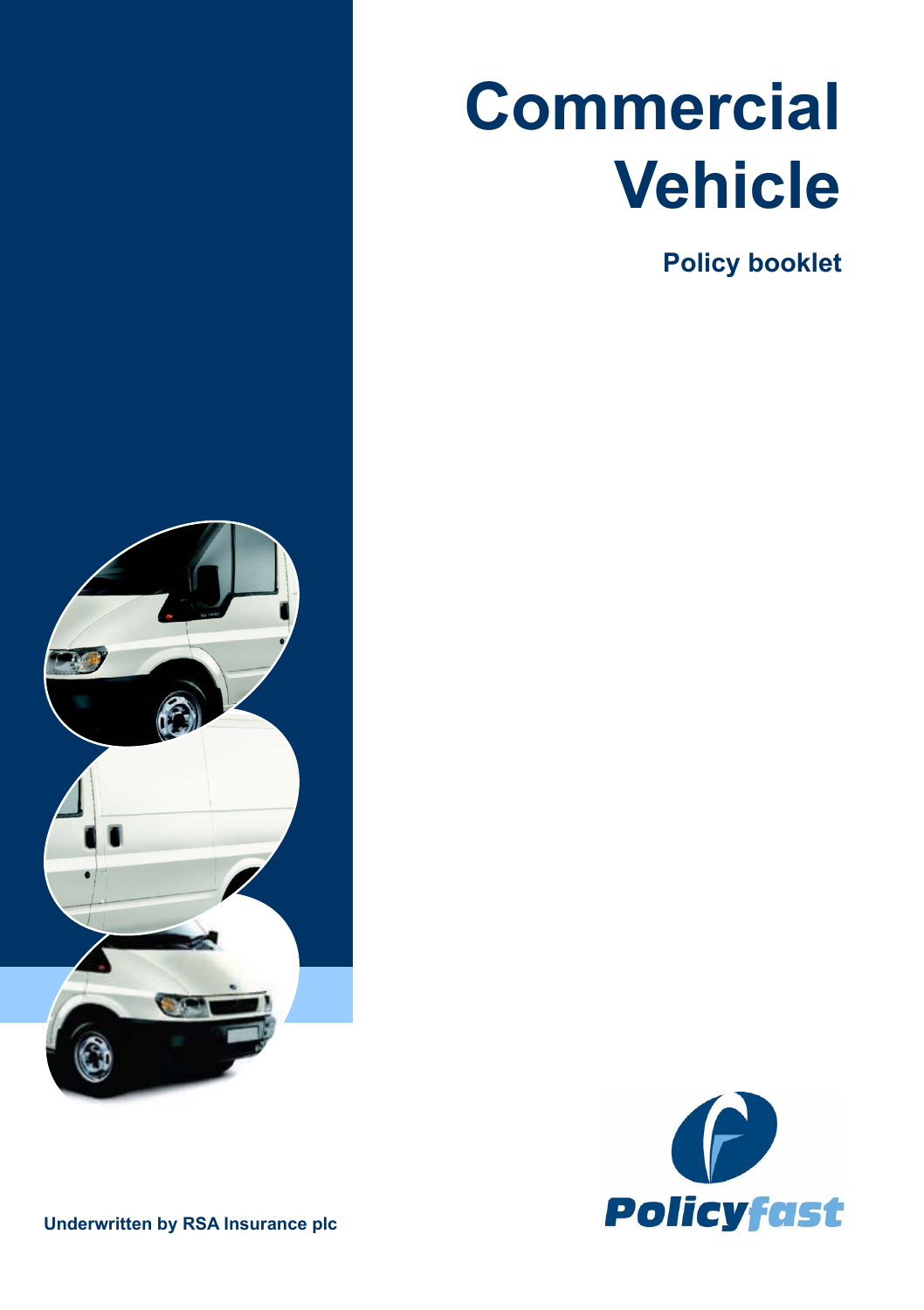# Commercial Vehicle

## Policy booklet

Policyfast

**Underwritten by RSA Insurance plc**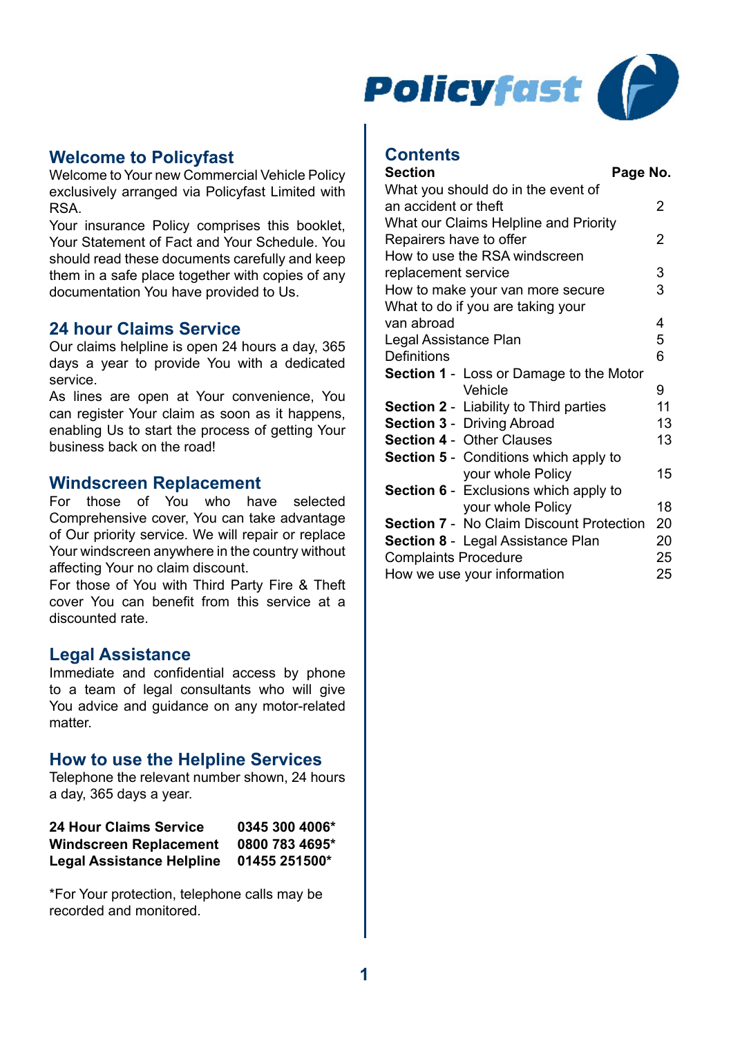## Welcome to Policyfast

Welcome to Your new Commercial Vehicle Policy exclusively arranged via Policyfast Limited with RSA.

Your insurance Policy comprises this booklet, Your Statement of Fact and Your Schedule. You should read these documents carefully and keep them in a safe place together with copies of any documentation You have provided to Us.

## 24 hour Claims Service

Our claims helpline is open 24 hours a day, 365 days a year to provide You with a dedicated service.

As lines are open at Your convenience, You can register Your claim as soon as it happens, enabling Us to start the process of getting Your business back on the road!

## Windscreen Replacement

For those of You who have selected Comprehensive cover, You can take advantage of Our priority service. We will repair or replace Your windscreen anywhere in the country without affecting Your no claim discount.

For those of You with Third Party Fire & Theft cover You can benefit from this service at a discounted rate.

## Legal Assistance

Immediate and confidential access by phone to a team of legal consultants who will give You advice and guidance on any motor-related matter.

## How to use the Helpline Services

Telephone the relevant number shown, 24 hours a day, 365 days a year.

| | |
|---|---|
| **24 Hour Claims Service** | **0345 300 4006*** |
| **Windscreen Replacement** | **0800 783 4695*** |
| **Legal Assistance Helpline** | **01455 251500*** |

*For Your protection, telephone calls may be recorded and monitored.

## Contents

| **Section** | **Page No.** |
|---|---|
| What you should do in the event of an accident or theft | 2 |
| What our Claims Helpline and Priority Repairers have to offer | 2 |
| How to use the RSA windscreen replacement service | 3 |
| How to make your van more secure | 3 |
| What to do if you are taking your van abroad | 4 |
| Legal Assistance Plan | 5 |
| Definitions | 6 |
| **Section 1** - Loss or Damage to the Motor Vehicle | 9 |
| **Section 2** - Liability to Third parties | 11 |
| **Section 3** - Driving Abroad | 13 |
| **Section 4** - Other Clauses | 13 |
| **Section 5** - Conditions which apply to your whole Policy | 15 |
| **Section 6** - Exclusions which apply to your whole Policy | 18 |
| **Section 7** - No Claim Discount Protection | 20 |
| **Section 8** - Legal Assistance Plan | 20 |
| Complaints Procedure | 25 |
| How we use your information | 25 |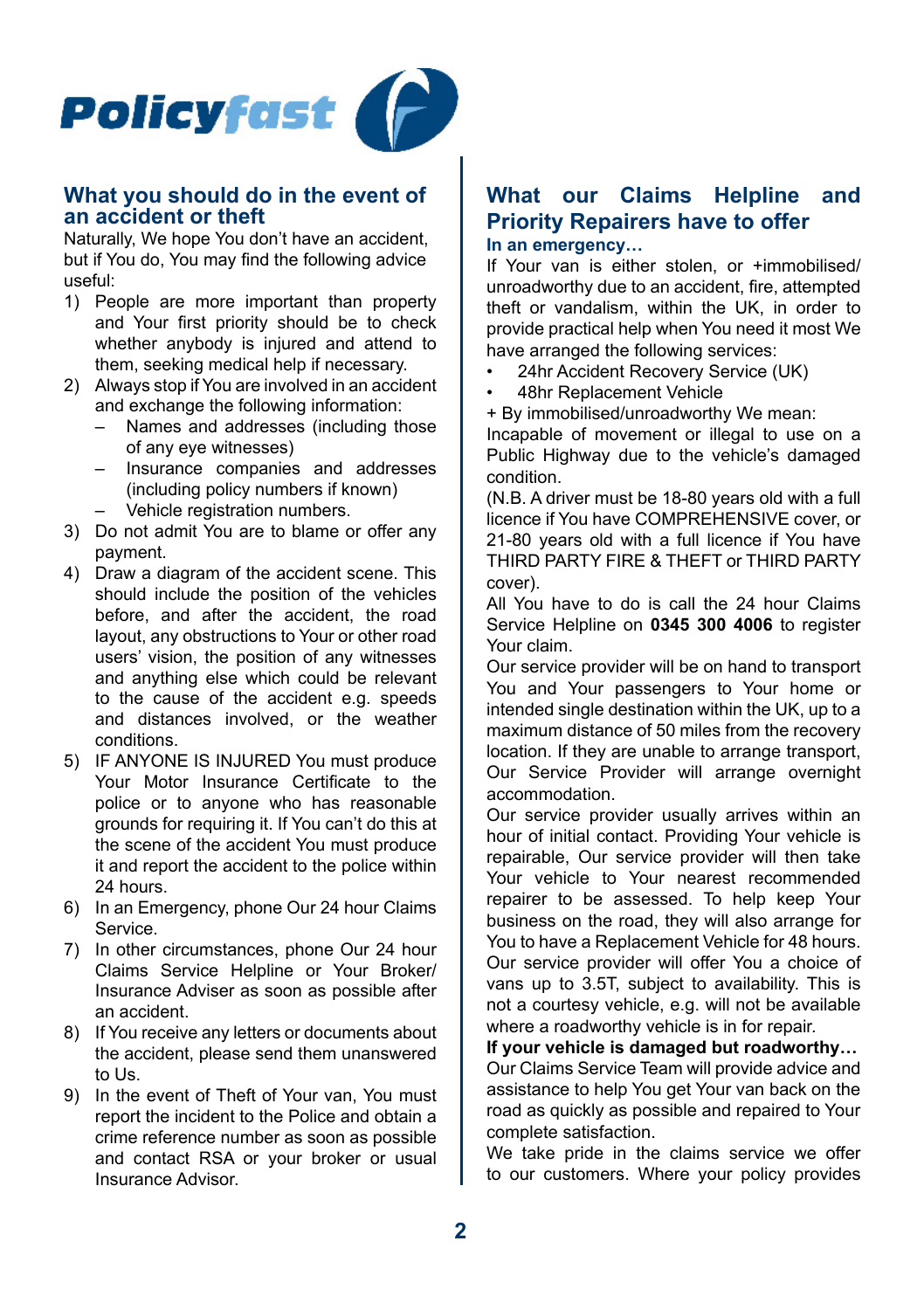## What you should do in the event of an accident or theft

Naturally, We hope You don't have an accident, but if You do, You may find the following advice useful:

1) People are more important than property and Your first priority should be to check whether anybody is injured and attend to them, seeking medical help if necessary.
2) Always stop if You are involved in an accident and exchange the following information:
   – Names and addresses (including those of any eye witnesses)
   – Insurance companies and addresses (including policy numbers if known)
   – Vehicle registration numbers.
3) Do not admit You are to blame or offer any payment.
4) Draw a diagram of the accident scene. This should include the position of the vehicles before, and after the accident, the road layout, any obstructions to Your or other road users' vision, the position of any witnesses and anything else which could be relevant to the cause of the accident e.g. speeds and distances involved, or the weather conditions.
5) IF ANYONE IS INJURED You must produce Your Motor Insurance Certificate to the police or to anyone who has reasonable grounds for requiring it. If You can't do this at the scene of the accident You must produce it and report the accident to the police within 24 hours.
6) In an Emergency, phone Our 24 hour Claims Service.
7) In other circumstances, phone Our 24 hour Claims Service Helpline or Your Broker/ Insurance Adviser as soon as possible after an accident.
8) If You receive any letters or documents about the accident, please send them unanswered to Us.
9) In the event of Theft of Your van, You must report the incident to the Police and obtain a crime reference number as soon as possible and contact RSA or your broker or usual Insurance Advisor.

## What our Claims Helpline and Priority Repairers have to offer

### In an emergency…

If Your van is either stolen, or +immobilised/ unroadworthy due to an accident, fire, attempted theft or vandalism, within the UK, in order to provide practical help when You need it most We have arranged the following services:

- 24hr Accident Recovery Service (UK)
- 48hr Replacement Vehicle

+ By immobilised/unroadworthy We mean:
Incapable of movement or illegal to use on a Public Highway due to the vehicle's damaged condition.

(N.B. A driver must be 18-80 years old with a full licence if You have COMPREHENSIVE cover, or 21-80 years old with a full licence if You have THIRD PARTY FIRE & THEFT or THIRD PARTY cover).

All You have to do is call the 24 hour Claims Service Helpline on **0345 300 4006** to register Your claim.

Our service provider will be on hand to transport You and Your passengers to Your home or intended single destination within the UK, up to a maximum distance of 50 miles from the recovery location. If they are unable to arrange transport, Our Service Provider will arrange overnight accommodation.

Our service provider usually arrives within an hour of initial contact. Providing Your vehicle is repairable, Our service provider will then take Your vehicle to Your nearest recommended repairer to be assessed. To help keep Your business on the road, they will also arrange for You to have a Replacement Vehicle for 48 hours. Our service provider will offer You a choice of vans up to 3.5T, subject to availability. This is not a courtesy vehicle, e.g. will not be available where a roadworthy vehicle is in for repair.

**If your vehicle is damaged but roadworthy…**

Our Claims Service Team will provide advice and assistance to help You get Your van back on the road as quickly as possible and repaired to Your complete satisfaction.

We take pride in the claims service we offer to our customers. Where your policy provides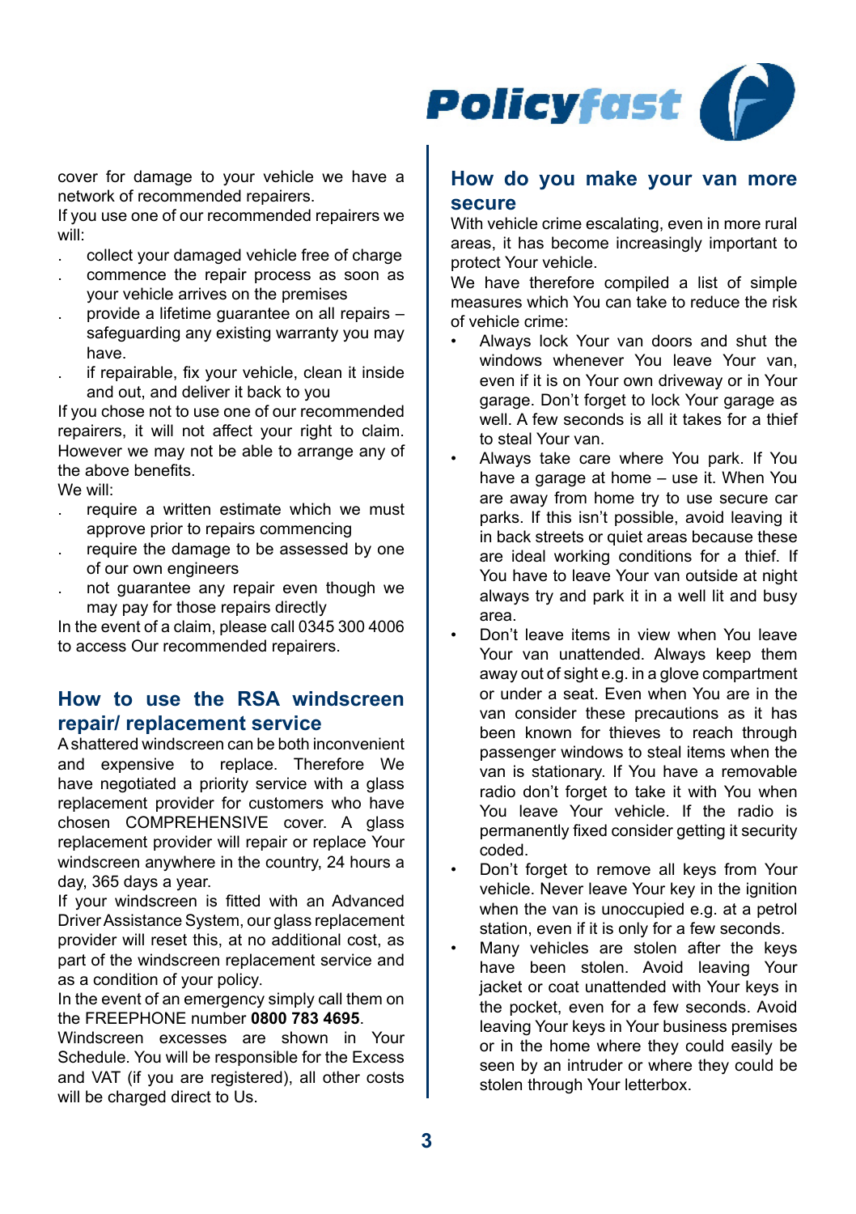cover for damage to your vehicle we have a network of recommended repairers.

If you use one of our recommended repairers we will:

- collect your damaged vehicle free of charge
- commence the repair process as soon as your vehicle arrives on the premises
- provide a lifetime guarantee on all repairs – safeguarding any existing warranty you may have.
- if repairable, fix your vehicle, clean it inside and out, and deliver it back to you

If you chose not to use one of our recommended repairers, it will not affect your right to claim. However we may not be able to arrange any of the above benefits.

We will:

- require a written estimate which we must approve prior to repairs commencing
- require the damage to be assessed by one of our own engineers
- not guarantee any repair even though we may pay for those repairs directly

In the event of a claim, please call 0345 300 4006 to access Our recommended repairers.

## How to use the RSA windscreen repair/ replacement service

A shattered windscreen can be both inconvenient and expensive to replace. Therefore We have negotiated a priority service with a glass replacement provider for customers who have chosen COMPREHENSIVE cover. A glass replacement provider will repair or replace Your windscreen anywhere in the country, 24 hours a day, 365 days a year.

If your windscreen is fitted with an Advanced Driver Assistance System, our glass replacement provider will reset this, at no additional cost, as part of the windscreen replacement service and as a condition of your policy.

In the event of an emergency simply call them on the FREEPHONE number **0800 783 4695**.

Windscreen excesses are shown in Your Schedule. You will be responsible for the Excess and VAT (if you are registered), all other costs will be charged direct to Us.

## How do you make your van more secure

With vehicle crime escalating, even in more rural areas, it has become increasingly important to protect Your vehicle.

We have therefore compiled a list of simple measures which You can take to reduce the risk of vehicle crime:

- Always lock Your van doors and shut the windows whenever You leave Your van, even if it is on Your own driveway or in Your garage. Don't forget to lock Your garage as well. A few seconds is all it takes for a thief to steal Your van.
- Always take care where You park. If You have a garage at home – use it. When You are away from home try to use secure car parks. If this isn't possible, avoid leaving it in back streets or quiet areas because these are ideal working conditions for a thief. If You have to leave Your van outside at night always try and park it in a well lit and busy area.
- Don't leave items in view when You leave Your van unattended. Always keep them away out of sight e.g. in a glove compartment or under a seat. Even when You are in the van consider these precautions as it has been known for thieves to reach through passenger windows to steal items when the van is stationary. If You have a removable radio don't forget to take it with You when You leave Your vehicle. If the radio is permanently fixed consider getting it security coded.
- Don't forget to remove all keys from Your vehicle. Never leave Your key in the ignition when the van is unoccupied e.g. at a petrol station, even if it is only for a few seconds.
- Many vehicles are stolen after the keys have been stolen. Avoid leaving Your jacket or coat unattended with Your keys in the pocket, even for a few seconds. Avoid leaving Your keys in Your business premises or in the home where they could easily be seen by an intruder or where they could be stolen through Your letterbox.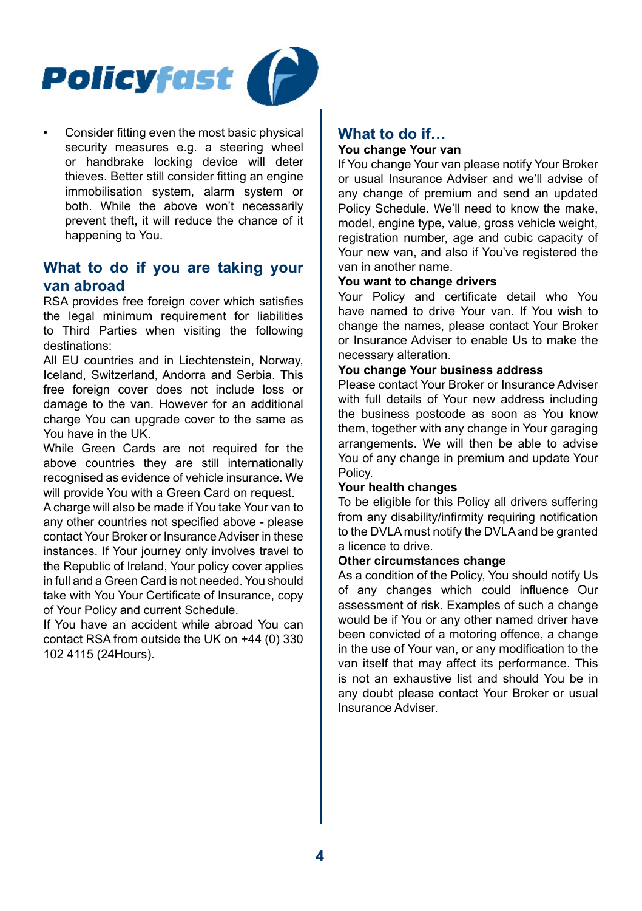- Consider fitting even the most basic physical security measures e.g. a steering wheel or handbrake locking device will deter thieves. Better still consider fitting an engine immobilisation system, alarm system or both. While the above won't necessarily prevent theft, it will reduce the chance of it happening to You.

## What to do if you are taking your van abroad

RSA provides free foreign cover which satisfies the legal minimum requirement for liabilities to Third Parties when visiting the following destinations:

All EU countries and in Liechtenstein, Norway, Iceland, Switzerland, Andorra and Serbia. This free foreign cover does not include loss or damage to the van. However for an additional charge You can upgrade cover to the same as You have in the UK.

While Green Cards are not required for the above countries they are still internationally recognised as evidence of vehicle insurance. We will provide You with a Green Card on request.

A charge will also be made if You take Your van to any other countries not specified above - please contact Your Broker or Insurance Adviser in these instances. If Your journey only involves travel to the Republic of Ireland, Your policy cover applies in full and a Green Card is not needed. You should take with You Your Certificate of Insurance, copy of Your Policy and current Schedule.

If You have an accident while abroad You can contact RSA from outside the UK on +44 (0) 330 102 4115 (24Hours).

## What to do if…

**You change Your van**

If You change Your van please notify Your Broker or usual Insurance Adviser and we'll advise of any change of premium and send an updated Policy Schedule. We'll need to know the make, model, engine type, value, gross vehicle weight, registration number, age and cubic capacity of Your new van, and also if You've registered the van in another name.

**You want to change drivers**

Your Policy and certificate detail who You have named to drive Your van. If You wish to change the names, please contact Your Broker or Insurance Adviser to enable Us to make the necessary alteration.

**You change Your business address**

Please contact Your Broker or Insurance Adviser with full details of Your new address including the business postcode as soon as You know them, together with any change in Your garaging arrangements. We will then be able to advise You of any change in premium and update Your Policy.

**Your health changes**

To be eligible for this Policy all drivers suffering from any disability/infirmity requiring notification to the DVLA must notify the DVLA and be granted a licence to drive.

**Other circumstances change**

As a condition of the Policy, You should notify Us of any changes which could influence Our assessment of risk. Examples of such a change would be if You or any other named driver have been convicted of a motoring offence, a change in the use of Your van, or any modification to the van itself that may affect its performance. This is not an exhaustive list and should You be in any doubt please contact Your Broker or usual Insurance Adviser.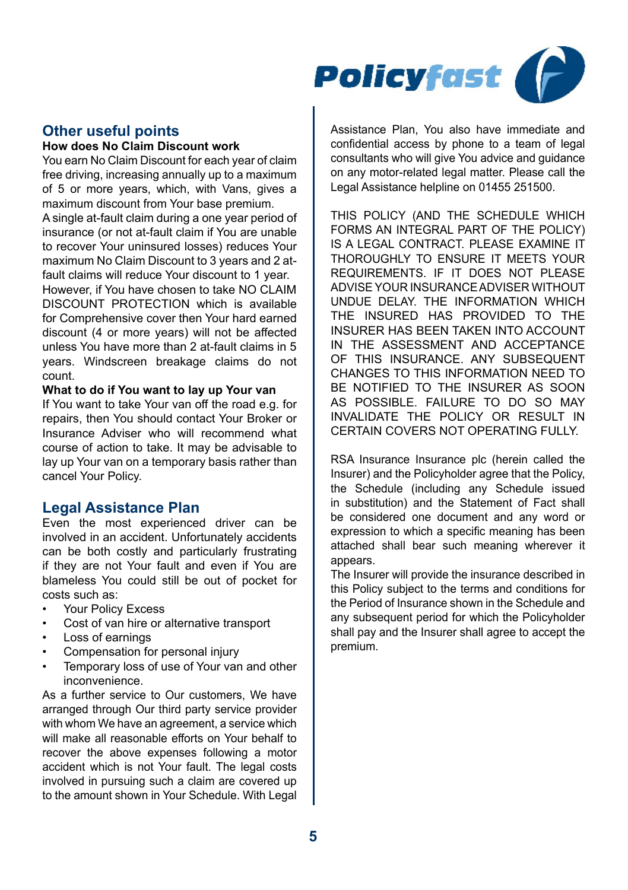## Other useful points

**How does No Claim Discount work**

You earn No Claim Discount for each year of claim free driving, increasing annually up to a maximum of 5 or more years, which, with Vans, gives a maximum discount from Your base premium.

A single at-fault claim during a one year period of insurance (or not at-fault claim if You are unable to recover Your uninsured losses) reduces Your maximum No Claim Discount to 3 years and 2 at-fault claims will reduce Your discount to 1 year. However, if You have chosen to take NO CLAIM DISCOUNT PROTECTION which is available for Comprehensive cover then Your hard earned discount (4 or more years) will not be affected unless You have more than 2 at-fault claims in 5 years. Windscreen breakage claims do not count.

**What to do if You want to lay up Your van**

If You want to take Your van off the road e.g. for repairs, then You should contact Your Broker or Insurance Adviser who will recommend what course of action to take. It may be advisable to lay up Your van on a temporary basis rather than cancel Your Policy.

## Legal Assistance Plan

Even the most experienced driver can be involved in an accident. Unfortunately accidents can be both costly and particularly frustrating if they are not Your fault and even if You are blameless You could still be out of pocket for costs such as:

- Your Policy Excess
- Cost of van hire or alternative transport
- Loss of earnings
- Compensation for personal injury
- Temporary loss of use of Your van and other inconvenience.

As a further service to Our customers, We have arranged through Our third party service provider with whom We have an agreement, a service which will make all reasonable efforts on Your behalf to recover the above expenses following a motor accident which is not Your fault. The legal costs involved in pursuing such a claim are covered up to the amount shown in Your Schedule. With Legal Assistance Plan, You also have immediate and confidential access by phone to a team of legal consultants who will give You advice and guidance on any motor-related legal matter. Please call the Legal Assistance helpline on 01455 251500.

THIS POLICY (AND THE SCHEDULE WHICH FORMS AN INTEGRAL PART OF THE POLICY) IS A LEGAL CONTRACT. PLEASE EXAMINE IT THOROUGHLY TO ENSURE IT MEETS YOUR REQUIREMENTS. IF IT DOES NOT PLEASE ADVISE YOUR INSURANCE ADVISER WITHOUT UNDUE DELAY. THE INFORMATION WHICH THE INSURED HAS PROVIDED TO THE INSURER HAS BEEN TAKEN INTO ACCOUNT IN THE ASSESSMENT AND ACCEPTANCE OF THIS INSURANCE. ANY SUBSEQUENT CHANGES TO THIS INFORMATION NEED TO BE NOTIFIED TO THE INSURER AS SOON AS POSSIBLE. FAILURE TO DO SO MAY INVALIDATE THE POLICY OR RESULT IN CERTAIN COVERS NOT OPERATING FULLY.

RSA Insurance Insurance plc (herein called the Insurer) and the Policyholder agree that the Policy, the Schedule (including any Schedule issued in substitution) and the Statement of Fact shall be considered one document and any word or expression to which a specific meaning has been attached shall bear such meaning wherever it appears.

The Insurer will provide the insurance described in this Policy subject to the terms and conditions for the Period of Insurance shown in the Schedule and any subsequent period for which the Policyholder shall pay and the Insurer shall agree to accept the premium.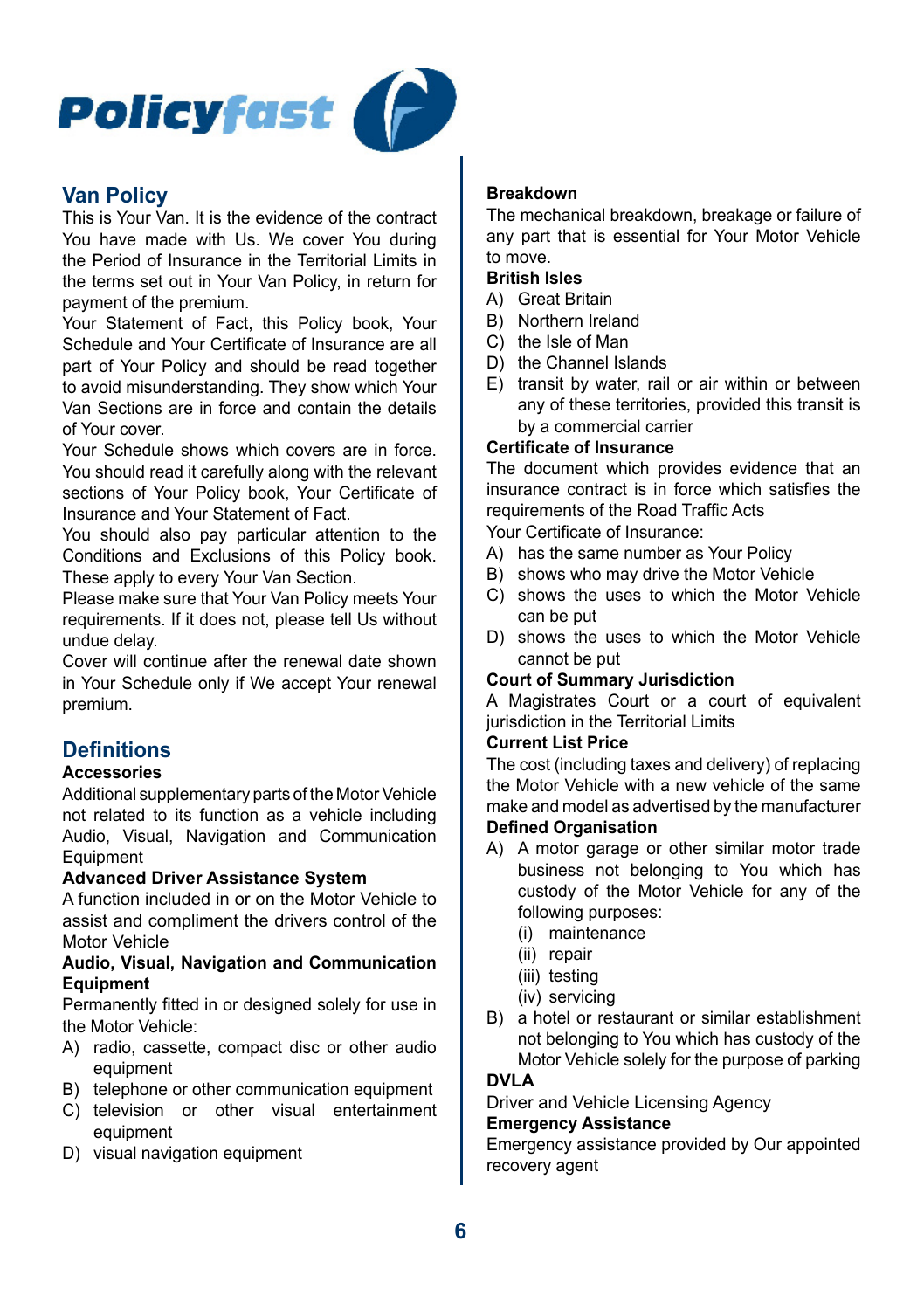## Van Policy

This is Your Van. It is the evidence of the contract You have made with Us. We cover You during the Period of Insurance in the Territorial Limits in the terms set out in Your Van Policy, in return for payment of the premium.

Your Statement of Fact, this Policy book, Your Schedule and Your Certificate of Insurance are all part of Your Policy and should be read together to avoid misunderstanding. They show which Your Van Sections are in force and contain the details of Your cover.

Your Schedule shows which covers are in force. You should read it carefully along with the relevant sections of Your Policy book, Your Certificate of Insurance and Your Statement of Fact.

You should also pay particular attention to the Conditions and Exclusions of this Policy book. These apply to every Your Van Section.

Please make sure that Your Van Policy meets Your requirements. If it does not, please tell Us without undue delay.

Cover will continue after the renewal date shown in Your Schedule only if We accept Your renewal premium.

## Definitions

**Accessories**

Additional supplementary parts of the Motor Vehicle not related to its function as a vehicle including Audio, Visual, Navigation and Communication Equipment

**Advanced Driver Assistance System**

A function included in or on the Motor Vehicle to assist and compliment the drivers control of the Motor Vehicle

**Audio, Visual, Navigation and Communication Equipment**

Permanently fitted in or designed solely for use in the Motor Vehicle:

A) radio, cassette, compact disc or other audio equipment
B) telephone or other communication equipment
C) television or other visual entertainment equipment
D) visual navigation equipment

**Breakdown**

The mechanical breakdown, breakage or failure of any part that is essential for Your Motor Vehicle to move.

**British Isles**

A) Great Britain
B) Northern Ireland
C) the Isle of Man
D) the Channel Islands
E) transit by water, rail or air within or between any of these territories, provided this transit is by a commercial carrier

**Certificate of Insurance**

The document which provides evidence that an insurance contract is in force which satisfies the requirements of the Road Traffic Acts

Your Certificate of Insurance:

A) has the same number as Your Policy
B) shows who may drive the Motor Vehicle
C) shows the uses to which the Motor Vehicle can be put
D) shows the uses to which the Motor Vehicle cannot be put

**Court of Summary Jurisdiction**

A Magistrates Court or a court of equivalent jurisdiction in the Territorial Limits

**Current List Price**

The cost (including taxes and delivery) of replacing the Motor Vehicle with a new vehicle of the same make and model as advertised by the manufacturer

**Defined Organisation**

A) A motor garage or other similar motor trade business not belonging to You which has custody of the Motor Vehicle for any of the following purposes:
   (i) maintenance
   (ii) repair
   (iii) testing
   (iv) servicing
B) a hotel or restaurant or similar establishment not belonging to You which has custody of the Motor Vehicle solely for the purpose of parking

**DVLA**

Driver and Vehicle Licensing Agency

**Emergency Assistance**

Emergency assistance provided by Our appointed recovery agent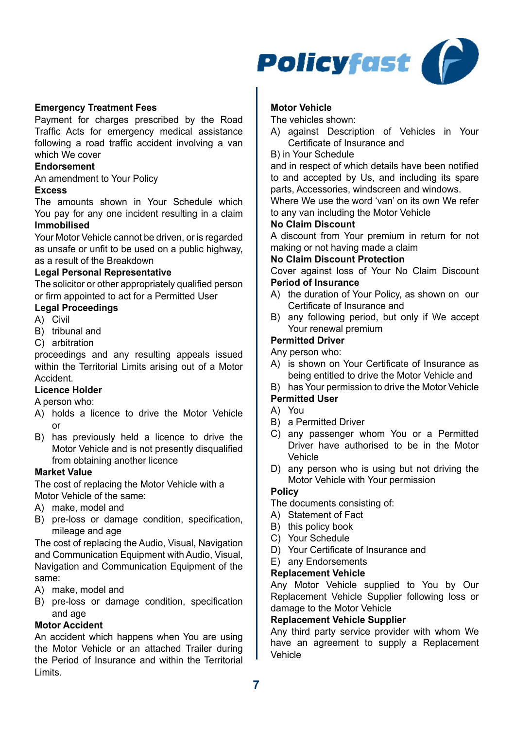**Emergency Treatment Fees**

Payment for charges prescribed by the Road Traffic Acts for emergency medical assistance following a road traffic accident involving a van which We cover

**Endorsement**

An amendment to Your Policy

**Excess**

The amounts shown in Your Schedule which You pay for any one incident resulting in a claim

**Immobilised**

Your Motor Vehicle cannot be driven, or is regarded as unsafe or unfit to be used on a public highway, as a result of the Breakdown

**Legal Personal Representative**

The solicitor or other appropriately qualified person or firm appointed to act for a Permitted User

**Legal Proceedings**

A) Civil
B) tribunal and
C) arbitration

proceedings and any resulting appeals issued within the Territorial Limits arising out of a Motor Accident.

**Licence Holder**

A person who:

A) holds a licence to drive the Motor Vehicle or
B) has previously held a licence to drive the Motor Vehicle and is not presently disqualified from obtaining another licence

**Market Value**

The cost of replacing the Motor Vehicle with a Motor Vehicle of the same:

A) make, model and
B) pre-loss or damage condition, specification, mileage and age

The cost of replacing the Audio, Visual, Navigation and Communication Equipment with Audio, Visual, Navigation and Communication Equipment of the same:

A) make, model and
B) pre-loss or damage condition, specification and age

**Motor Accident**

An accident which happens when You are using the Motor Vehicle or an attached Trailer during the Period of Insurance and within the Territorial Limits.

**Motor Vehicle**

The vehicles shown:

A) against Description of Vehicles in Your Certificate of Insurance and
B) in Your Schedule

and in respect of which details have been notified to and accepted by Us, and including its spare parts, Accessories, windscreen and windows.

Where We use the word 'van' on its own We refer to any van including the Motor Vehicle

**No Claim Discount**

A discount from Your premium in return for not making or not having made a claim

**No Claim Discount Protection**

Cover against loss of Your No Claim Discount

**Period of Insurance**

A) the duration of Your Policy, as shown on our Certificate of Insurance and
B) any following period, but only if We accept Your renewal premium

**Permitted Driver**

Any person who:

A) is shown on Your Certificate of Insurance as being entitled to drive the Motor Vehicle and
B) has Your permission to drive the Motor Vehicle

**Permitted User**

A) You
B) a Permitted Driver
C) any passenger whom You or a Permitted Driver have authorised to be in the Motor Vehicle
D) any person who is using but not driving the Motor Vehicle with Your permission

**Policy**

The documents consisting of:

A) Statement of Fact
B) this policy book
C) Your Schedule
D) Your Certificate of Insurance and
E) any Endorsements

**Replacement Vehicle**

Any Motor Vehicle supplied to You by Our Replacement Vehicle Supplier following loss or damage to the Motor Vehicle

**Replacement Vehicle Supplier**

Any third party service provider with whom We have an agreement to supply a Replacement Vehicle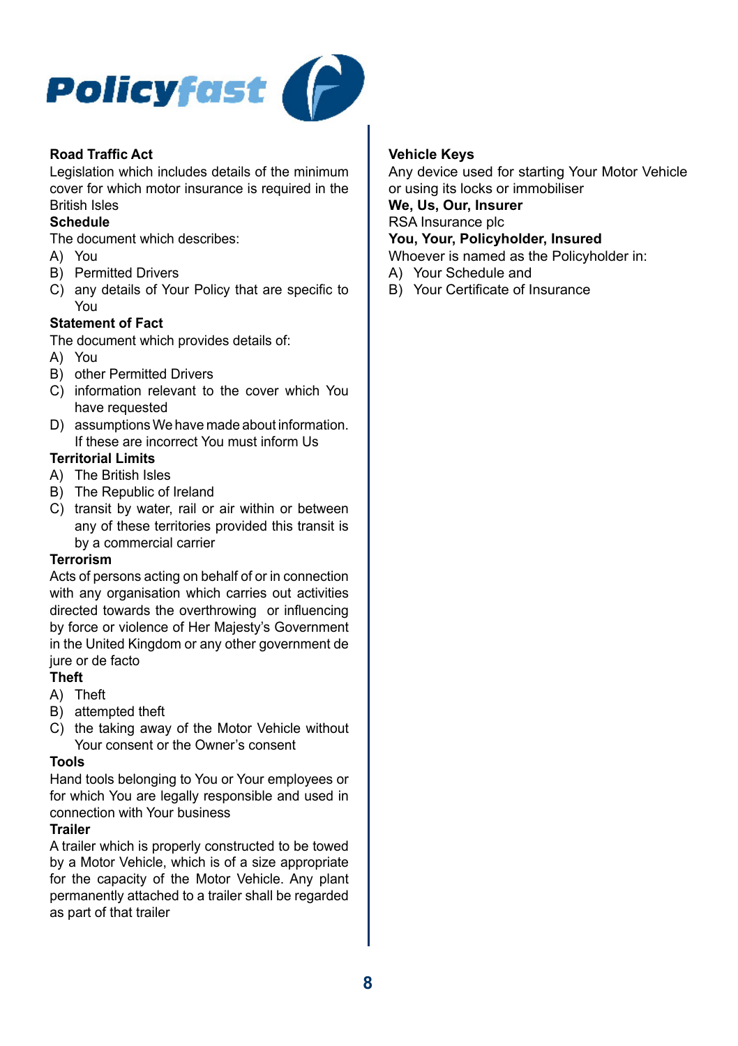**Road Traffic Act**

Legislation which includes details of the minimum cover for which motor insurance is required in the British Isles

**Schedule**

The document which describes:

A) You
B) Permitted Drivers
C) any details of Your Policy that are specific to You

**Statement of Fact**

The document which provides details of:

A) You
B) other Permitted Drivers
C) information relevant to the cover which You have requested
D) assumptions We have made about information. If these are incorrect You must inform Us

**Territorial Limits**

A) The British Isles
B) The Republic of Ireland
C) transit by water, rail or air within or between any of these territories provided this transit is by a commercial carrier

**Terrorism**

Acts of persons acting on behalf of or in connection with any organisation which carries out activities directed towards the overthrowing or influencing by force or violence of Her Majesty's Government in the United Kingdom or any other government de jure or de facto

**Theft**

A) Theft
B) attempted theft
C) the taking away of the Motor Vehicle without Your consent or the Owner's consent

**Tools**

Hand tools belonging to You or Your employees or for which You are legally responsible and used in connection with Your business

**Trailer**

A trailer which is properly constructed to be towed by a Motor Vehicle, which is of a size appropriate for the capacity of the Motor Vehicle. Any plant permanently attached to a trailer shall be regarded as part of that trailer

**Vehicle Keys**

Any device used for starting Your Motor Vehicle or using its locks or immobiliser

**We, Us, Our, Insurer**

RSA Insurance plc

**You, Your, Policyholder, Insured**

Whoever is named as the Policyholder in:

A) Your Schedule and
B) Your Certificate of Insurance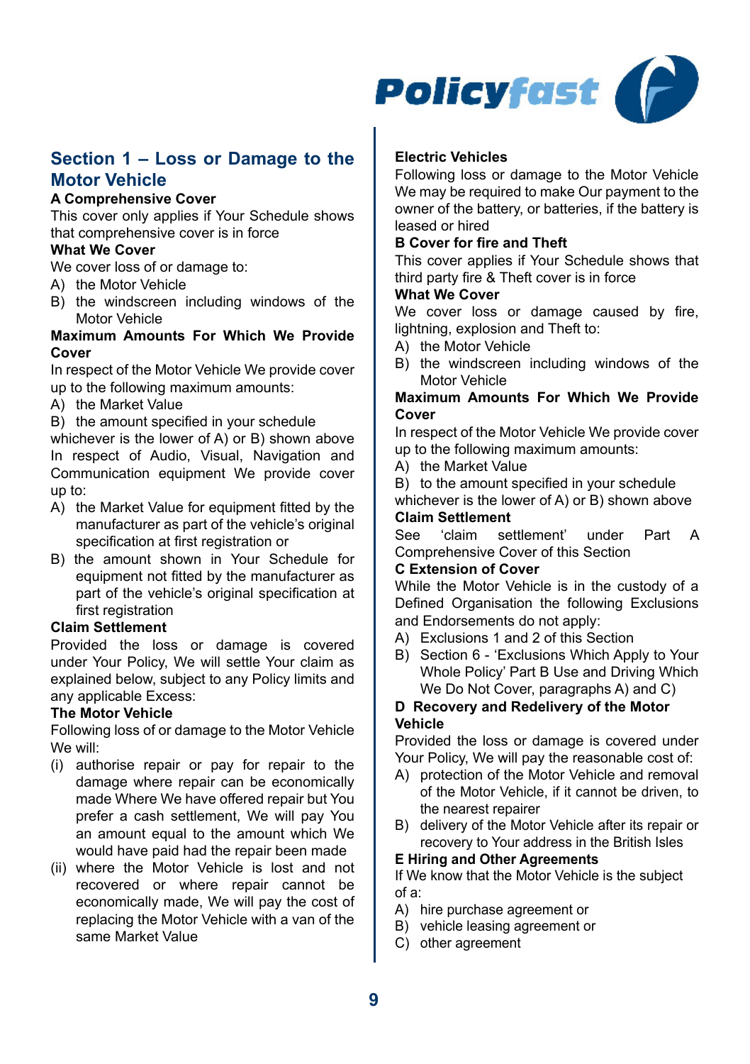## Section 1 – Loss or Damage to the Motor Vehicle

### A Comprehensive Cover

This cover only applies if Your Schedule shows that comprehensive cover is in force

**What We Cover**

We cover loss of or damage to:

A) the Motor Vehicle
B) the windscreen including windows of the Motor Vehicle

**Maximum Amounts For Which We Provide Cover**

In respect of the Motor Vehicle We provide cover up to the following maximum amounts:

A) the Market Value
B) the amount specified in your schedule

whichever is the lower of A) or B) shown above

In respect of Audio, Visual, Navigation and Communication equipment We provide cover up to:

A) the Market Value for equipment fitted by the manufacturer as part of the vehicle's original specification at first registration or
B) the amount shown in Your Schedule for equipment not fitted by the manufacturer as part of the vehicle's original specification at first registration

**Claim Settlement**

Provided the loss or damage is covered under Your Policy, We will settle Your claim as explained below, subject to any Policy limits and any applicable Excess:

**The Motor Vehicle**

Following loss of or damage to the Motor Vehicle We will:

(i) authorise repair or pay for repair to the damage where repair can be economically made Where We have offered repair but You prefer a cash settlement, We will pay You an amount equal to the amount which We would have paid had the repair been made
(ii) where the Motor Vehicle is lost and not recovered or where repair cannot be economically made, We will pay the cost of replacing the Motor Vehicle with a van of the same Market Value

**Electric Vehicles**

Following loss or damage to the Motor Vehicle We may be required to make Our payment to the owner of the battery, or batteries, if the battery is leased or hired

### B Cover for fire and Theft

This cover applies if Your Schedule shows that third party fire & Theft cover is in force

**What We Cover**

We cover loss or damage caused by fire, lightning, explosion and Theft to:

A) the Motor Vehicle
B) the windscreen including windows of the Motor Vehicle

**Maximum Amounts For Which We Provide Cover**

In respect of the Motor Vehicle We provide cover up to the following maximum amounts:

A) the Market Value
B) to the amount specified in your schedule

whichever is the lower of A) or B) shown above

**Claim Settlement**

See 'claim settlement' under Part A Comprehensive Cover of this Section

### C Extension of Cover

While the Motor Vehicle is in the custody of a Defined Organisation the following Exclusions and Endorsements do not apply:

A) Exclusions 1 and 2 of this Section
B) Section 6 - 'Exclusions Which Apply to Your Whole Policy' Part B Use and Driving Which We Do Not Cover, paragraphs A) and C)

### D Recovery and Redelivery of the Motor Vehicle

Provided the loss or damage is covered under Your Policy, We will pay the reasonable cost of:

A) protection of the Motor Vehicle and removal of the Motor Vehicle, if it cannot be driven, to the nearest repairer
B) delivery of the Motor Vehicle after its repair or recovery to Your address in the British Isles

### E Hiring and Other Agreements

If We know that the Motor Vehicle is the subject of a:

A) hire purchase agreement or
B) vehicle leasing agreement or
C) other agreement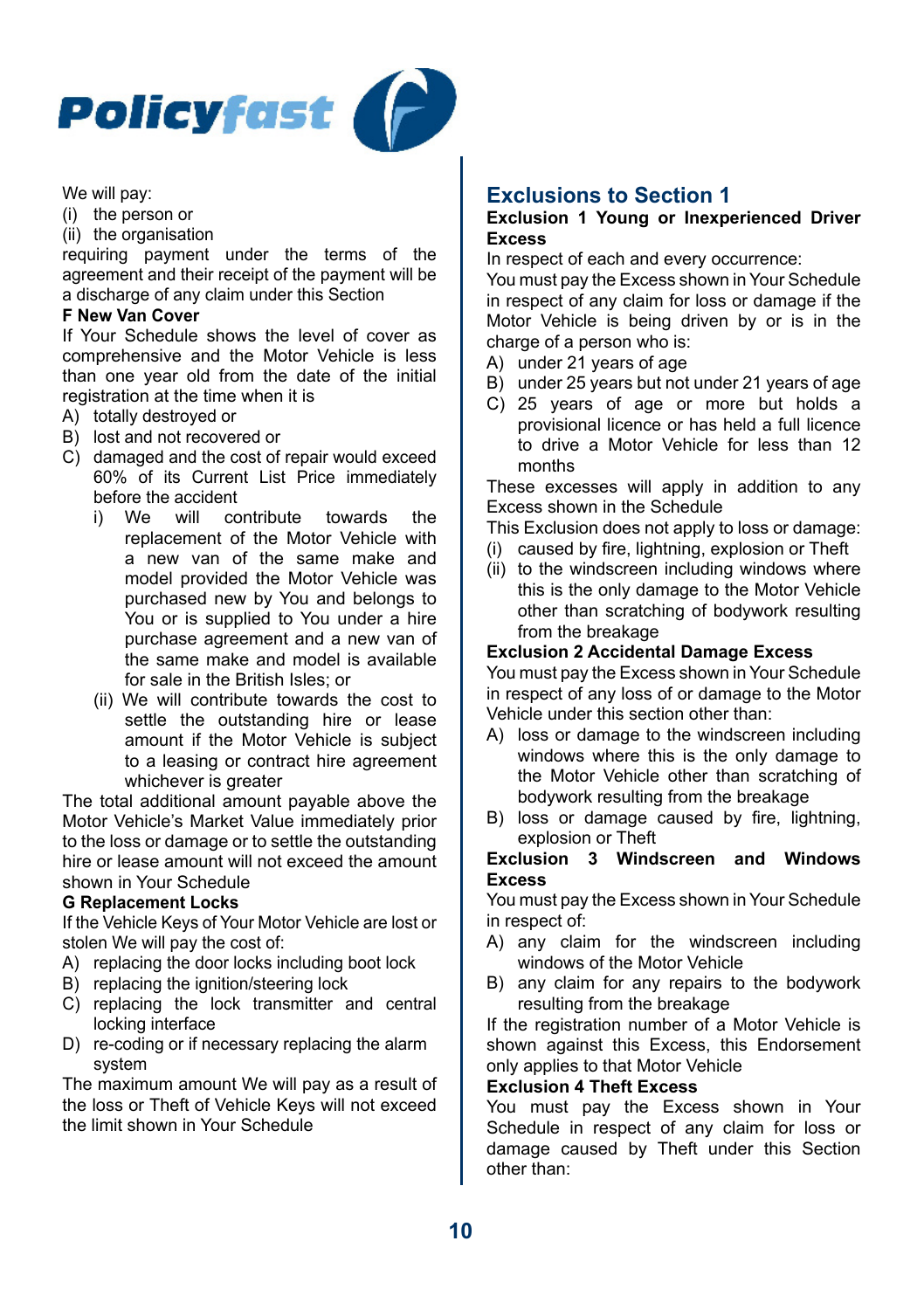We will pay:

(i) the person or
(ii) the organisation

requiring payment under the terms of the agreement and their receipt of the payment will be a discharge of any claim under this Section

**F New Van Cover**

If Your Schedule shows the level of cover as comprehensive and the Motor Vehicle is less than one year old from the date of the initial registration at the time when it is

A) totally destroyed or
B) lost and not recovered or
C) damaged and the cost of repair would exceed 60% of its Current List Price immediately before the accident
   i) We will contribute towards the replacement of the Motor Vehicle with a new van of the same make and model provided the Motor Vehicle was purchased new by You and belongs to You or is supplied to You under a hire purchase agreement and a new van of the same make and model is available for sale in the British Isles; or
   (ii) We will contribute towards the cost to settle the outstanding hire or lease amount if the Motor Vehicle is subject to a leasing or contract hire agreement whichever is greater

The total additional amount payable above the Motor Vehicle's Market Value immediately prior to the loss or damage or to settle the outstanding hire or lease amount will not exceed the amount shown in Your Schedule

**G Replacement Locks**

If the Vehicle Keys of Your Motor Vehicle are lost or stolen We will pay the cost of:

A) replacing the door locks including boot lock
B) replacing the ignition/steering lock
C) replacing the lock transmitter and central locking interface
D) re-coding or if necessary replacing the alarm system

The maximum amount We will pay as a result of the loss or Theft of Vehicle Keys will not exceed the limit shown in Your Schedule

## Exclusions to Section 1

**Exclusion 1 Young or Inexperienced Driver Excess**

In respect of each and every occurrence:

You must pay the Excess shown in Your Schedule in respect of any claim for loss or damage if the Motor Vehicle is being driven by or is in the charge of a person who is:

A) under 21 years of age
B) under 25 years but not under 21 years of age
C) 25 years of age or more but holds a provisional licence or has held a full licence to drive a Motor Vehicle for less than 12 months

These excesses will apply in addition to any Excess shown in the Schedule

This Exclusion does not apply to loss or damage:

(i) caused by fire, lightning, explosion or Theft
(ii) to the windscreen including windows where this is the only damage to the Motor Vehicle other than scratching of bodywork resulting from the breakage

**Exclusion 2 Accidental Damage Excess**

You must pay the Excess shown in Your Schedule in respect of any loss of or damage to the Motor Vehicle under this section other than:

A) loss or damage to the windscreen including windows where this is the only damage to the Motor Vehicle other than scratching of bodywork resulting from the breakage
B) loss or damage caused by fire, lightning, explosion or Theft

**Exclusion 3 Windscreen and Windows Excess**

You must pay the Excess shown in Your Schedule in respect of:

A) any claim for the windscreen including windows of the Motor Vehicle
B) any claim for any repairs to the bodywork resulting from the breakage

If the registration number of a Motor Vehicle is shown against this Excess, this Endorsement only applies to that Motor Vehicle

**Exclusion 4 Theft Excess**

You must pay the Excess shown in Your Schedule in respect of any claim for loss or damage caused by Theft under this Section other than: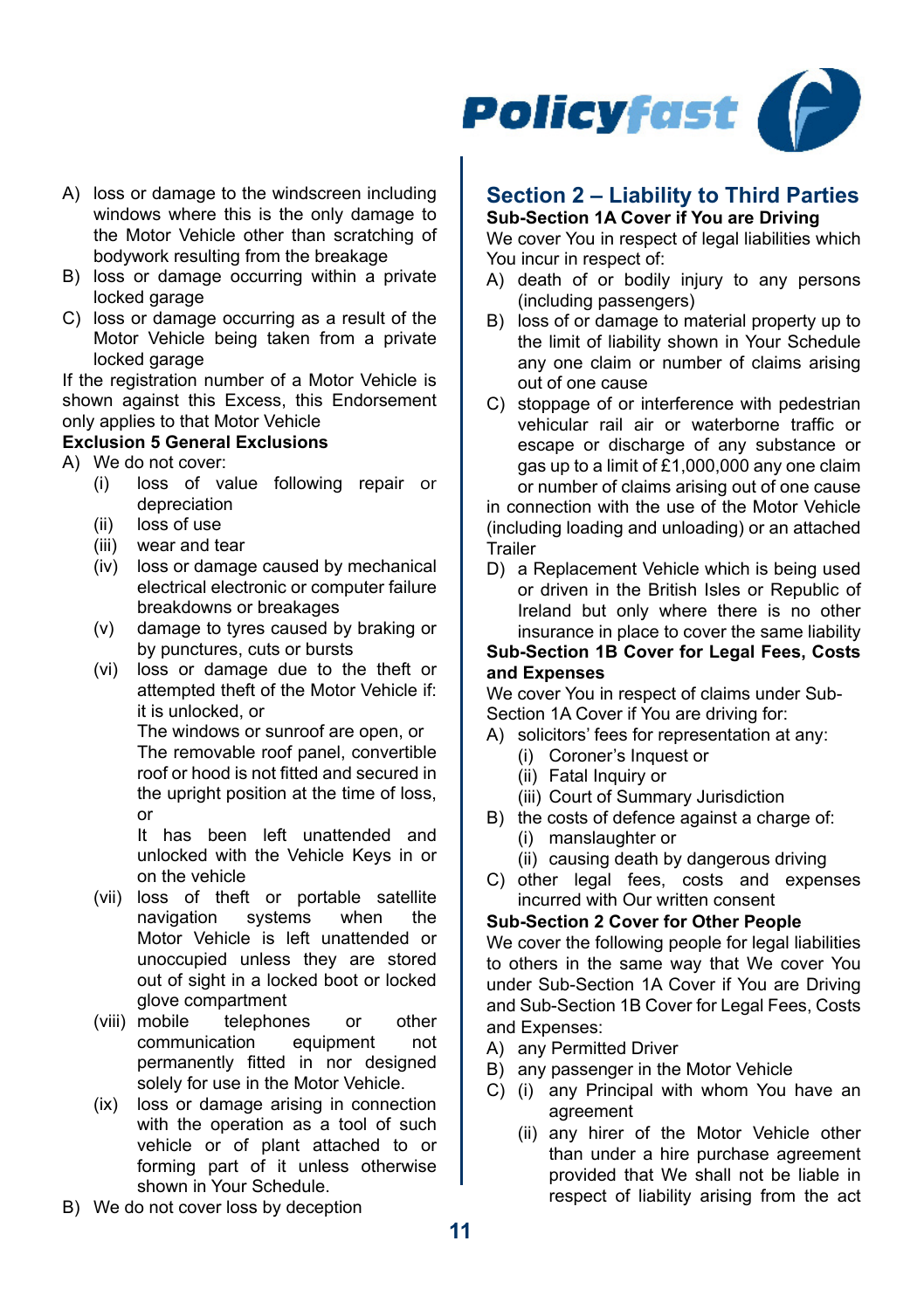A) loss or damage to the windscreen including windows where this is the only damage to the Motor Vehicle other than scratching of bodywork resulting from the breakage
B) loss or damage occurring within a private locked garage
C) loss or damage occurring as a result of the Motor Vehicle being taken from a private locked garage

If the registration number of a Motor Vehicle is shown against this Excess, this Endorsement only applies to that Motor Vehicle

**Exclusion 5 General Exclusions**

A) We do not cover:
   (i) loss of value following repair or depreciation
   (ii) loss of use
   (iii) wear and tear
   (iv) loss or damage caused by mechanical electrical electronic or computer failure breakdowns or breakages
   (v) damage to tyres caused by braking or by punctures, cuts or bursts
   (vi) loss or damage due to the theft or attempted theft of the Motor Vehicle if: it is unlocked, or
   The windows or sunroof are open, or
   The removable roof panel, convertible roof or hood is not fitted and secured in the upright position at the time of loss, or
   It has been left unattended and unlocked with the Vehicle Keys in or on the vehicle
   (vii) loss of theft or portable satellite navigation systems when the Motor Vehicle is left unattended or unoccupied unless they are stored out of sight in a locked boot or locked glove compartment
   (viii) mobile telephones or other communication equipment not permanently fitted in nor designed solely for use in the Motor Vehicle.
   (ix) loss or damage arising in connection with the operation as a tool of such vehicle or of plant attached to or forming part of it unless otherwise shown in Your Schedule.

B) We do not cover loss by deception

## Section 2 – Liability to Third Parties

**Sub-Section 1A Cover if You are Driving**

We cover You in respect of legal liabilities which You incur in respect of:

A) death of or bodily injury to any persons (including passengers)
B) loss of or damage to material property up to the limit of liability shown in Your Schedule any one claim or number of claims arising out of one cause
C) stoppage of or interference with pedestrian vehicular rail air or waterborne traffic or escape or discharge of any substance or gas up to a limit of £1,000,000 any one claim or number of claims arising out of one cause

in connection with the use of the Motor Vehicle (including loading and unloading) or an attached Trailer

D) a Replacement Vehicle which is being used or driven in the British Isles or Republic of Ireland but only where there is no other insurance in place to cover the same liability

**Sub-Section 1B Cover for Legal Fees, Costs and Expenses**

We cover You in respect of claims under Sub-Section 1A Cover if You are driving for:

A) solicitors' fees for representation at any:
   (i) Coroner's Inquest or
   (ii) Fatal Inquiry or
   (iii) Court of Summary Jurisdiction
B) the costs of defence against a charge of:
   (i) manslaughter or
   (ii) causing death by dangerous driving
C) other legal fees, costs and expenses incurred with Our written consent

**Sub-Section 2 Cover for Other People**

We cover the following people for legal liabilities to others in the same way that We cover You under Sub-Section 1A Cover if You are Driving and Sub-Section 1B Cover for Legal Fees, Costs and Expenses:

A) any Permitted Driver
B) any passenger in the Motor Vehicle
C) (i) any Principal with whom You have an agreement
   (ii) any hirer of the Motor Vehicle other than under a hire purchase agreement provided that We shall not be liable in respect of liability arising from the act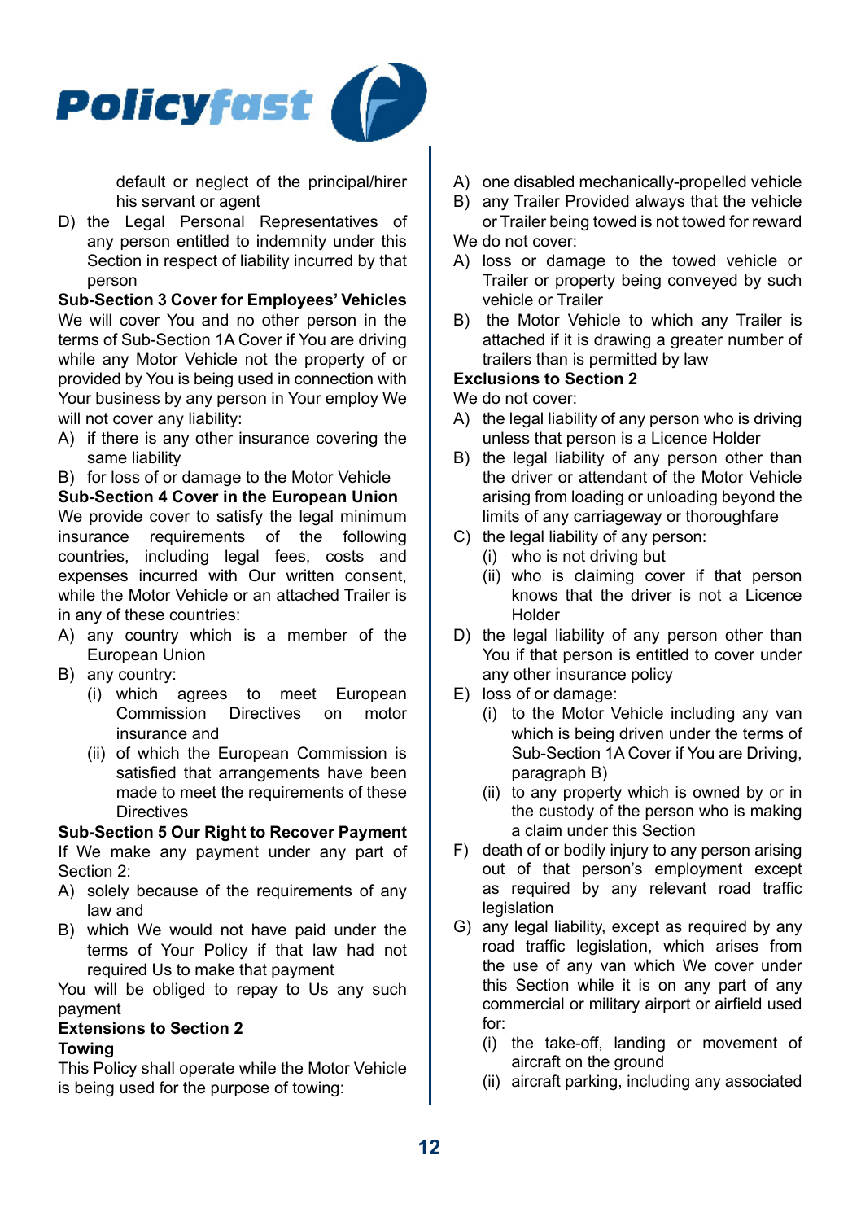default or neglect of the principal/hirer his servant or agent

D) the Legal Personal Representatives of any person entitled to indemnity under this Section in respect of liability incurred by that person

**Sub-Section 3 Cover for Employees' Vehicles**

We will cover You and no other person in the terms of Sub-Section 1A Cover if You are driving while any Motor Vehicle not the property of or provided by You is being used in connection with Your business by any person in Your employ We will not cover any liability:

A) if there is any other insurance covering the same liability

B) for loss of or damage to the Motor Vehicle

**Sub-Section 4 Cover in the European Union**

We provide cover to satisfy the legal minimum insurance requirements of the following countries, including legal fees, costs and expenses incurred with Our written consent, while the Motor Vehicle or an attached Trailer is in any of these countries:

A) any country which is a member of the European Union

B) any country:
   (i) which agrees to meet European Commission Directives on motor insurance and
   (ii) of which the European Commission is satisfied that arrangements have been made to meet the requirements of these Directives

**Sub-Section 5 Our Right to Recover Payment**

If We make any payment under any part of Section 2:

A) solely because of the requirements of any law and

B) which We would not have paid under the terms of Your Policy if that law had not required Us to make that payment

You will be obliged to repay to Us any such payment

**Extensions to Section 2**

**Towing**

This Policy shall operate while the Motor Vehicle is being used for the purpose of towing:

A) one disabled mechanically-propelled vehicle

B) any Trailer Provided always that the vehicle or Trailer being towed is not towed for reward

We do not cover:

A) loss or damage to the towed vehicle or Trailer or property being conveyed by such vehicle or Trailer

B) the Motor Vehicle to which any Trailer is attached if it is drawing a greater number of trailers than is permitted by law

**Exclusions to Section 2**

We do not cover:

A) the legal liability of any person who is driving unless that person is a Licence Holder

B) the legal liability of any person other than the driver or attendant of the Motor Vehicle arising from loading or unloading beyond the limits of any carriageway or thoroughfare

C) the legal liability of any person:
   (i) who is not driving but
   (ii) who is claiming cover if that person knows that the driver is not a Licence Holder

D) the legal liability of any person other than You if that person is entitled to cover under any other insurance policy

E) loss of or damage:
   (i) to the Motor Vehicle including any van which is being driven under the terms of Sub-Section 1A Cover if You are Driving, paragraph B)
   (ii) to any property which is owned by or in the custody of the person who is making a claim under this Section

F) death of or bodily injury to any person arising out of that person's employment except as required by any relevant road traffic legislation

G) any legal liability, except as required by any road traffic legislation, which arises from the use of any van which We cover under this Section while it is on any part of any commercial or military airport or airfield used for:
   (i) the take-off, landing or movement of aircraft on the ground
   (ii) aircraft parking, including any associated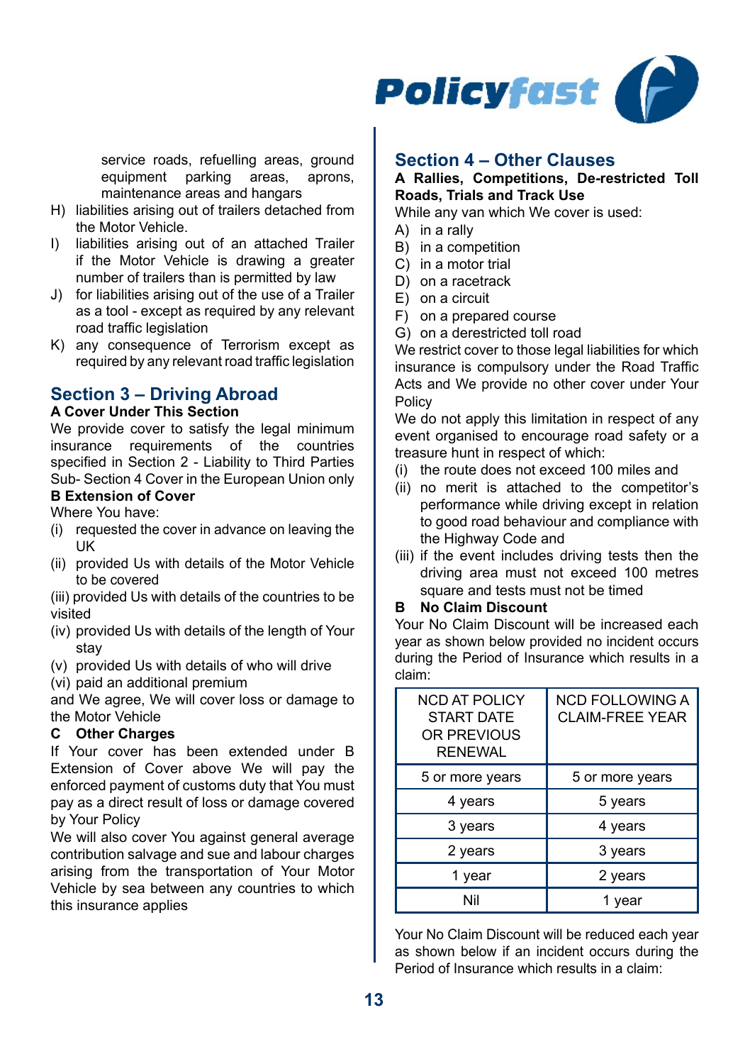service roads, refuelling areas, ground equipment parking areas, aprons, maintenance areas and hangars

H) liabilities arising out of trailers detached from the Motor Vehicle.

I) liabilities arising out of an attached Trailer if the Motor Vehicle is drawing a greater number of trailers than is permitted by law

J) for liabilities arising out of the use of a Trailer as a tool - except as required by any relevant road traffic legislation

K) any consequence of Terrorism except as required by any relevant road traffic legislation

## Section 3 – Driving Abroad

**A Cover Under This Section**

We provide cover to satisfy the legal minimum insurance requirements of the countries specified in Section 2 - Liability to Third Parties Sub- Section 4 Cover in the European Union only

**B Extension of Cover**

Where You have:

(i) requested the cover in advance on leaving the UK

(ii) provided Us with details of the Motor Vehicle to be covered

(iii) provided Us with details of the countries to be visited

(iv) provided Us with details of the length of Your stay

(v) provided Us with details of who will drive

(vi) paid an additional premium

and We agree, We will cover loss or damage to the Motor Vehicle

**C Other Charges**

If Your cover has been extended under B Extension of Cover above We will pay the enforced payment of customs duty that You must pay as a direct result of loss or damage covered by Your Policy

We will also cover You against general average contribution salvage and sue and labour charges arising from the transportation of Your Motor Vehicle by sea between any countries to which this insurance applies

## Section 4 – Other Clauses

**A Rallies, Competitions, De-restricted Toll Roads, Trials and Track Use**

While any van which We cover is used:

A) in a rally

B) in a competition

C) in a motor trial

D) on a racetrack

E) on a circuit

F) on a prepared course

G) on a derestricted toll road

We restrict cover to those legal liabilities for which insurance is compulsory under the Road Traffic Acts and We provide no other cover under Your Policy

We do not apply this limitation in respect of any event organised to encourage road safety or a treasure hunt in respect of which:

(i) the route does not exceed 100 miles and

(ii) no merit is attached to the competitor's performance while driving except in relation to good road behaviour and compliance with the Highway Code and

(iii) if the event includes driving tests then the driving area must not exceed 100 metres square and tests must not be timed

**B No Claim Discount**

Your No Claim Discount will be increased each year as shown below provided no incident occurs during the Period of Insurance which results in a claim:

| NCD AT POLICY START DATE OR PREVIOUS RENEWAL | NCD FOLLOWING A CLAIM-FREE YEAR |
|---|---|
| 5 or more years | 5 or more years |
| 4 years | 5 years |
| 3 years | 4 years |
| 2 years | 3 years |
| 1 year | 2 years |
| Nil | 1 year |

Your No Claim Discount will be reduced each year as shown below if an incident occurs during the Period of Insurance which results in a claim: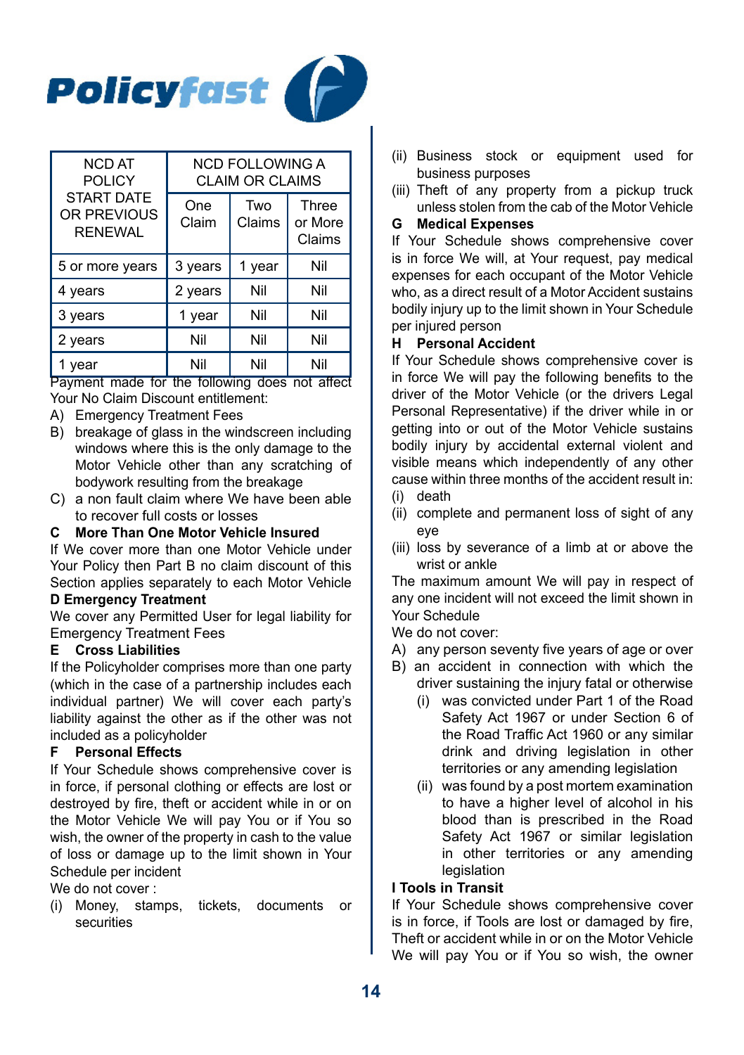| NCD AT POLICY START DATE OR PREVIOUS RENEWAL | NCD FOLLOWING A CLAIM OR CLAIMS | | |
|---|---|---|---|
| | One Claim | Two Claims | Three or More Claims |
| 5 or more years | 3 years | 1 year | Nil |
| 4 years | 2 years | Nil | Nil |
| 3 years | 1 year | Nil | Nil |
| 2 years | Nil | Nil | Nil |
| 1 year | Nil | Nil | Nil |

Payment made for the following does not affect Your No Claim Discount entitlement:

A) Emergency Treatment Fees
B) breakage of glass in the windscreen including windows where this is the only damage to the Motor Vehicle other than any scratching of bodywork resulting from the breakage
C) a non fault claim where We have been able to recover full costs or losses

**C More Than One Motor Vehicle Insured**

If We cover more than one Motor Vehicle under Your Policy then Part B no claim discount of this Section applies separately to each Motor Vehicle

**D Emergency Treatment**

We cover any Permitted User for legal liability for Emergency Treatment Fees

**E Cross Liabilities**

If the Policyholder comprises more than one party (which in the case of a partnership includes each individual partner) We will cover each party's liability against the other as if the other was not included as a policyholder

**F Personal Effects**

If Your Schedule shows comprehensive cover is in force, if personal clothing or effects are lost or destroyed by fire, theft or accident while in or on the Motor Vehicle We will pay You or if You so wish, the owner of the property in cash to the value of loss or damage up to the limit shown in Your Schedule per incident

We do not cover :

(i) Money, stamps, tickets, documents or securities
(ii) Business stock or equipment used for business purposes
(iii) Theft of any property from a pickup truck unless stolen from the cab of the Motor Vehicle

**G Medical Expenses**

If Your Schedule shows comprehensive cover is in force We will, at Your request, pay medical expenses for each occupant of the Motor Vehicle who, as a direct result of a Motor Accident sustains bodily injury up to the limit shown in Your Schedule per injured person

**H Personal Accident**

If Your Schedule shows comprehensive cover is in force We will pay the following benefits to the driver of the Motor Vehicle (or the drivers Legal Personal Representative) if the driver while in or getting into or out of the Motor Vehicle sustains bodily injury by accidental external violent and visible means which independently of any other cause within three months of the accident result in:

(i) death
(ii) complete and permanent loss of sight of any eye
(iii) loss by severance of a limb at or above the wrist or ankle

The maximum amount We will pay in respect of any one incident will not exceed the limit shown in Your Schedule

We do not cover:

A) any person seventy five years of age or over
B) an accident in connection with which the driver sustaining the injury fatal or otherwise
   (i) was convicted under Part 1 of the Road Safety Act 1967 or under Section 6 of the Road Traffic Act 1960 or any similar drink and driving legislation in other territories or any amending legislation
   (ii) was found by a post mortem examination to have a higher level of alcohol in his blood than is prescribed in the Road Safety Act 1967 or similar legislation in other territories or any amending legislation

**I Tools in Transit**

If Your Schedule shows comprehensive cover is in force, if Tools are lost or damaged by fire, Theft or accident while in or on the Motor Vehicle We will pay You or if You so wish, the owner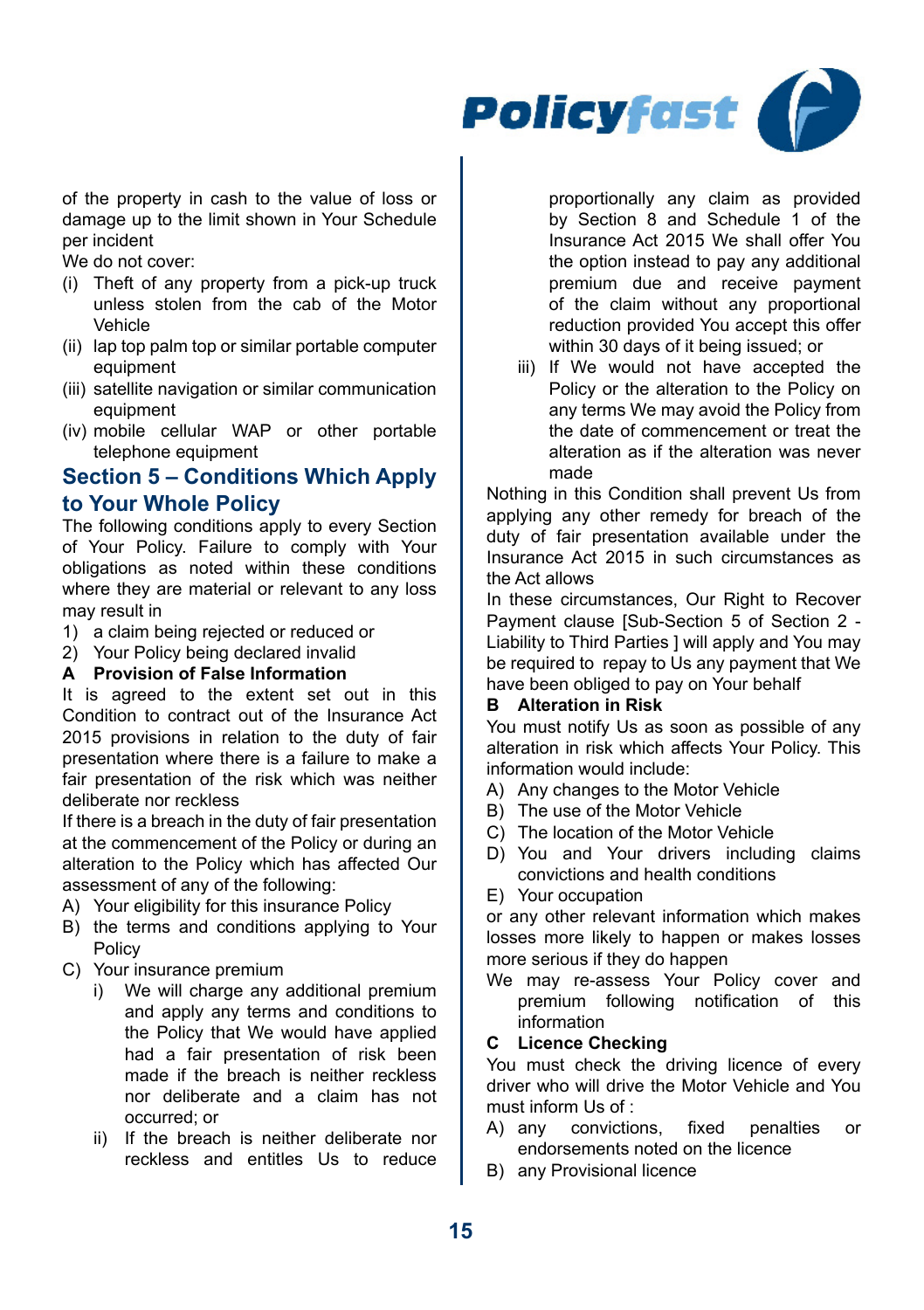of the property in cash to the value of loss or damage up to the limit shown in Your Schedule per incident

We do not cover:

(i) Theft of any property from a pick-up truck unless stolen from the cab of the Motor Vehicle
(ii) lap top palm top or similar portable computer equipment
(iii) satellite navigation or similar communication equipment
(iv) mobile cellular WAP or other portable telephone equipment

## Section 5 – Conditions Which Apply to Your Whole Policy

The following conditions apply to every Section of Your Policy. Failure to comply with Your obligations as noted within these conditions where they are material or relevant to any loss may result in

1) a claim being rejected or reduced or
2) Your Policy being declared invalid

### A Provision of False Information

It is agreed to the extent set out in this Condition to contract out of the Insurance Act 2015 provisions in relation to the duty of fair presentation where there is a failure to make a fair presentation of the risk which was neither deliberate nor reckless

If there is a breach in the duty of fair presentation at the commencement of the Policy or during an alteration to the Policy which has affected Our assessment of any of the following:

A) Your eligibility for this insurance Policy
B) the terms and conditions applying to Your Policy
C) Your insurance premium
   i) We will charge any additional premium and apply any terms and conditions to the Policy that We would have applied had a fair presentation of risk been made if the breach is neither reckless nor deliberate and a claim has not occurred; or
   ii) If the breach is neither deliberate nor reckless and entitles Us to reduce proportionally any claim as provided by Section 8 and Schedule 1 of the Insurance Act 2015 We shall offer You the option instead to pay any additional premium due and receive payment of the claim without any proportional reduction provided You accept this offer within 30 days of it being issued; or
   iii) If We would not have accepted the Policy or the alteration to the Policy on any terms We may avoid the Policy from the date of commencement or treat the alteration as if the alteration was never made

Nothing in this Condition shall prevent Us from applying any other remedy for breach of the duty of fair presentation available under the Insurance Act 2015 in such circumstances as the Act allows

In these circumstances, Our Right to Recover Payment clause [Sub-Section 5 of Section 2 - Liability to Third Parties ] will apply and You may be required to repay to Us any payment that We have been obliged to pay on Your behalf

### B Alteration in Risk

You must notify Us as soon as possible of any alteration in risk which affects Your Policy. This information would include:

A) Any changes to the Motor Vehicle
B) The use of the Motor Vehicle
C) The location of the Motor Vehicle
D) You and Your drivers including claims convictions and health conditions
E) Your occupation

or any other relevant information which makes losses more likely to happen or makes losses more serious if they do happen

We may re-assess Your Policy cover and premium following notification of this information

### C Licence Checking

You must check the driving licence of every driver who will drive the Motor Vehicle and You must inform Us of :

A) any convictions, fixed penalties or endorsements noted on the licence
B) any Provisional licence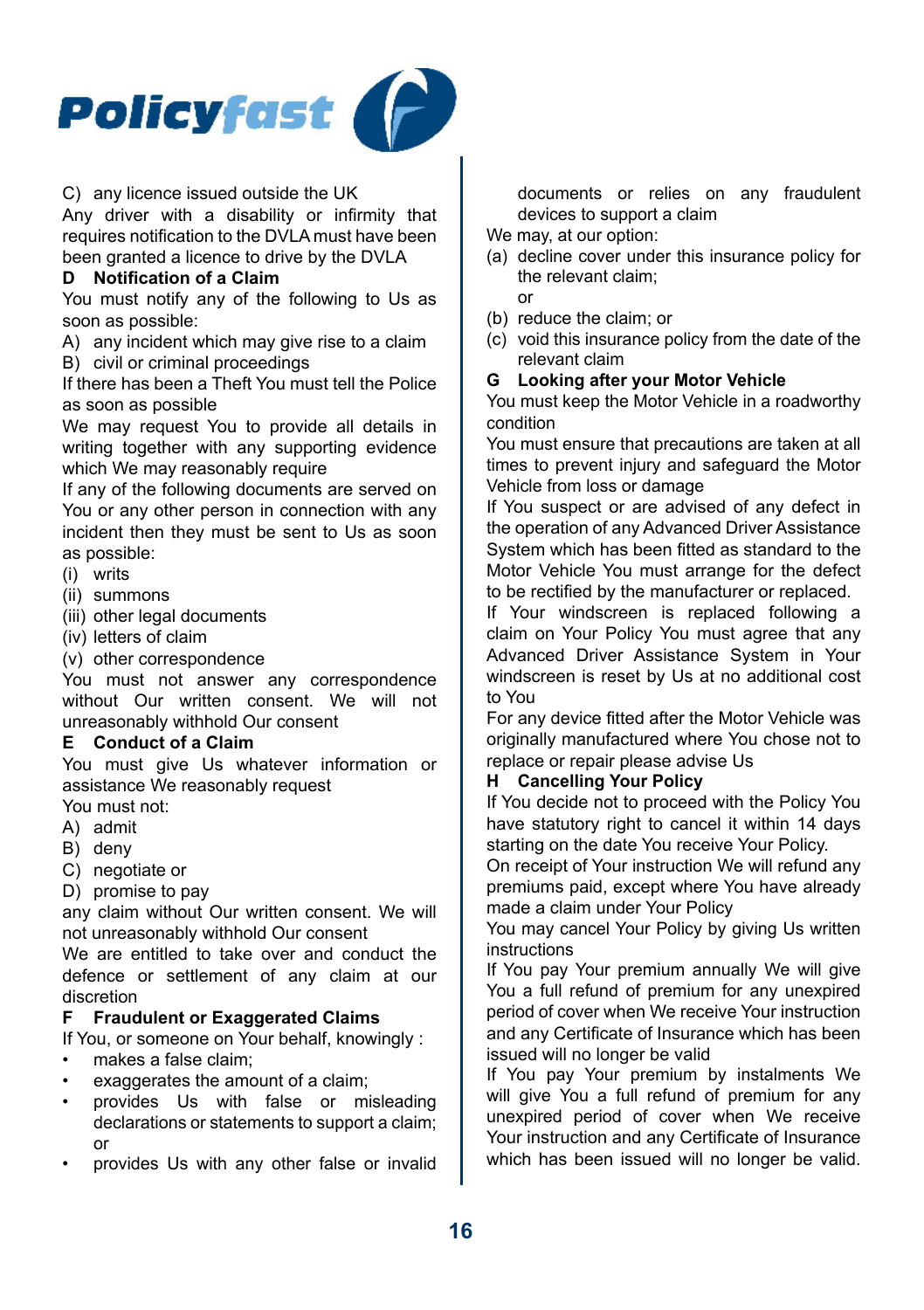C) any licence issued outside the UK

Any driver with a disability or infirmity that requires notification to the DVLA must have been been granted a licence to drive by the DVLA

### D Notification of a Claim

You must notify any of the following to Us as soon as possible:

A) any incident which may give rise to a claim

B) civil or criminal proceedings

If there has been a Theft You must tell the Police as soon as possible

We may request You to provide all details in writing together with any supporting evidence which We may reasonably require

If any of the following documents are served on You or any other person in connection with any incident then they must be sent to Us as soon as possible:

(i) writs

(ii) summons

(iii) other legal documents

(iv) letters of claim

(v) other correspondence

You must not answer any correspondence without Our written consent. We will not unreasonably withhold Our consent

### E Conduct of a Claim

You must give Us whatever information or assistance We reasonably request

You must not:

A) admit

B) deny

C) negotiate or

D) promise to pay

any claim without Our written consent. We will not unreasonably withhold Our consent

We are entitled to take over and conduct the defence or settlement of any claim at our discretion

### F Fraudulent or Exaggerated Claims

If You, or someone on Your behalf, knowingly :

- makes a false claim;
- exaggerates the amount of a claim;
- provides Us with false or misleading declarations or statements to support a claim; or
- provides Us with any other false or invalid documents or relies on any fraudulent devices to support a claim

We may, at our option:

(a) decline cover under this insurance policy for the relevant claim;
or

(b) reduce the claim; or

(c) void this insurance policy from the date of the relevant claim

### G Looking after your Motor Vehicle

You must keep the Motor Vehicle in a roadworthy condition

You must ensure that precautions are taken at all times to prevent injury and safeguard the Motor Vehicle from loss or damage

If You suspect or are advised of any defect in the operation of any Advanced Driver Assistance System which has been fitted as standard to the Motor Vehicle You must arrange for the defect to be rectified by the manufacturer or replaced.

If Your windscreen is replaced following a claim on Your Policy You must agree that any Advanced Driver Assistance System in Your windscreen is reset by Us at no additional cost to You

For any device fitted after the Motor Vehicle was originally manufactured where You chose not to replace or repair please advise Us

### H Cancelling Your Policy

If You decide not to proceed with the Policy You have statutory right to cancel it within 14 days starting on the date You receive Your Policy.

On receipt of Your instruction We will refund any premiums paid, except where You have already made a claim under Your Policy

You may cancel Your Policy by giving Us written instructions

If You pay Your premium annually We will give You a full refund of premium for any unexpired period of cover when We receive Your instruction and any Certificate of Insurance which has been issued will no longer be valid

If You pay Your premium by instalments We will give You a full refund of premium for any unexpired period of cover when We receive Your instruction and any Certificate of Insurance which has been issued will no longer be valid.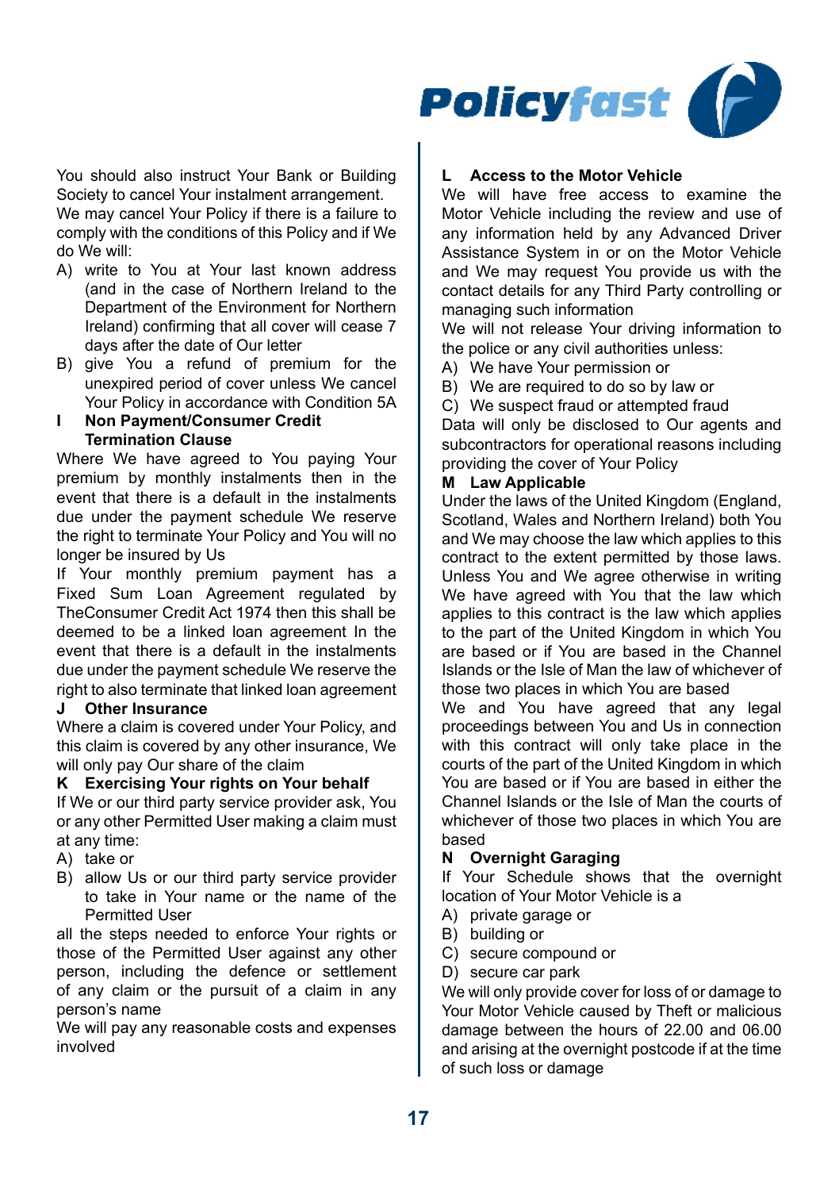You should also instruct Your Bank or Building Society to cancel Your instalment arrangement.

We may cancel Your Policy if there is a failure to comply with the conditions of this Policy and if We do We will:

A) write to You at Your last known address (and in the case of Northern Ireland to the Department of the Environment for Northern Ireland) confirming that all cover will cease 7 days after the date of Our letter
B) give You a refund of premium for the unexpired period of cover unless We cancel Your Policy in accordance with Condition 5A

### I Non Payment/Consumer Credit Termination Clause

Where We have agreed to You paying Your premium by monthly instalments then in the event that there is a default in the instalments due under the payment schedule We reserve the right to terminate Your Policy and You will no longer be insured by Us

If Your monthly premium payment has a Fixed Sum Loan Agreement regulated by TheConsumer Credit Act 1974 then this shall be deemed to be a linked loan agreement In the event that there is a default in the instalments due under the payment schedule We reserve the right to also terminate that linked loan agreement

### J Other Insurance

Where a claim is covered under Your Policy, and this claim is covered by any other insurance, We will only pay Our share of the claim

### K Exercising Your rights on Your behalf

If We or our third party service provider ask, You or any other Permitted User making a claim must at any time:

A) take or
B) allow Us or our third party service provider to take in Your name or the name of the Permitted User

all the steps needed to enforce Your rights or those of the Permitted User against any other person, including the defence or settlement of any claim or the pursuit of a claim in any person's name

We will pay any reasonable costs and expenses involved

### L Access to the Motor Vehicle

We will have free access to examine the Motor Vehicle including the review and use of any information held by any Advanced Driver Assistance System in or on the Motor Vehicle and We may request You provide us with the contact details for any Third Party controlling or managing such information

We will not release Your driving information to the police or any civil authorities unless:

A) We have Your permission or
B) We are required to do so by law or
C) We suspect fraud or attempted fraud

Data will only be disclosed to Our agents and subcontractors for operational reasons including providing the cover of Your Policy

### M Law Applicable

Under the laws of the United Kingdom (England, Scotland, Wales and Northern Ireland) both You and We may choose the law which applies to this contract to the extent permitted by those laws. Unless You and We agree otherwise in writing We have agreed with You that the law which applies to this contract is the law which applies to the part of the United Kingdom in which You are based or if You are based in the Channel Islands or the Isle of Man the law of whichever of those two places in which You are based

We and You have agreed that any legal proceedings between You and Us in connection with this contract will only take place in the courts of the part of the United Kingdom in which You are based or if You are based in either the Channel Islands or the Isle of Man the courts of whichever of those two places in which You are based

### N Overnight Garaging

If Your Schedule shows that the overnight location of Your Motor Vehicle is a

A) private garage or
B) building or
C) secure compound or
D) secure car park

We will only provide cover for loss of or damage to Your Motor Vehicle caused by Theft or malicious damage between the hours of 22.00 and 06.00 and arising at the overnight postcode if at the time of such loss or damage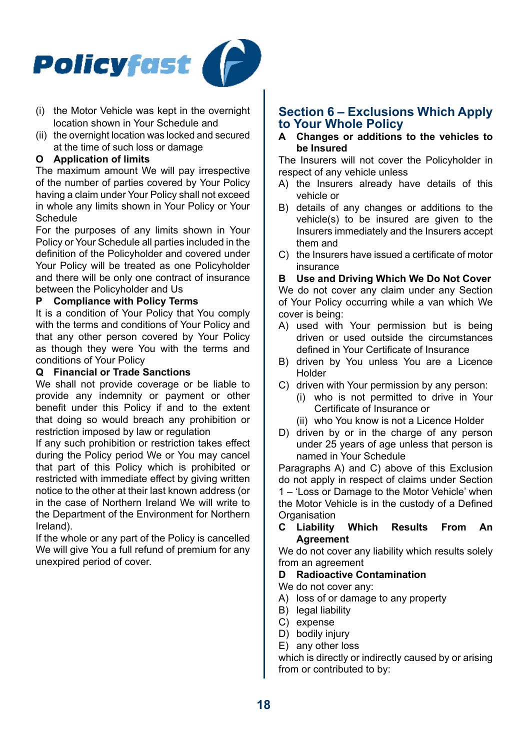(i) the Motor Vehicle was kept in the overnight location shown in Your Schedule and
(ii) the overnight location was locked and secured at the time of such loss or damage

**O Application of limits**

The maximum amount We will pay irrespective of the number of parties covered by Your Policy having a claim under Your Policy shall not exceed in whole any limits shown in Your Policy or Your Schedule

For the purposes of any limits shown in Your Policy or Your Schedule all parties included in the definition of the Policyholder and covered under Your Policy will be treated as one Policyholder and there will be only one contract of insurance between the Policyholder and Us

**P Compliance with Policy Terms**

It is a condition of Your Policy that You comply with the terms and conditions of Your Policy and that any other person covered by Your Policy as though they were You with the terms and conditions of Your Policy

**Q Financial or Trade Sanctions**

We shall not provide coverage or be liable to provide any indemnity or payment or other benefit under this Policy if and to the extent that doing so would breach any prohibition or restriction imposed by law or regulation

If any such prohibition or restriction takes effect during the Policy period We or You may cancel that part of this Policy which is prohibited or restricted with immediate effect by giving written notice to the other at their last known address (or in the case of Northern Ireland We will write to the Department of the Environment for Northern Ireland).

If the whole or any part of the Policy is cancelled We will give You a full refund of premium for any unexpired period of cover.

## Section 6 – Exclusions Which Apply to Your Whole Policy

**A Changes or additions to the vehicles to be Insured**

The Insurers will not cover the Policyholder in respect of any vehicle unless

A) the Insurers already have details of this vehicle or
B) details of any changes or additions to the vehicle(s) to be insured are given to the Insurers immediately and the Insurers accept them and
C) the Insurers have issued a certificate of motor insurance

**B Use and Driving Which We Do Not Cover**

We do not cover any claim under any Section of Your Policy occurring while a van which We cover is being:

A) used with Your permission but is being driven or used outside the circumstances defined in Your Certificate of Insurance
B) driven by You unless You are a Licence Holder
C) driven with Your permission by any person:
   (i) who is not permitted to drive in Your Certificate of Insurance or
   (ii) who You know is not a Licence Holder
D) driven by or in the charge of any person under 25 years of age unless that person is named in Your Schedule

Paragraphs A) and C) above of this Exclusion do not apply in respect of claims under Section 1 – 'Loss or Damage to the Motor Vehicle' when the Motor Vehicle is in the custody of a Defined Organisation

**C Liability Which Results From An Agreement**

We do not cover any liability which results solely from an agreement

**D Radioactive Contamination**

We do not cover any:

A) loss of or damage to any property
B) legal liability
C) expense
D) bodily injury
E) any other loss

which is directly or indirectly caused by or arising from or contributed to by: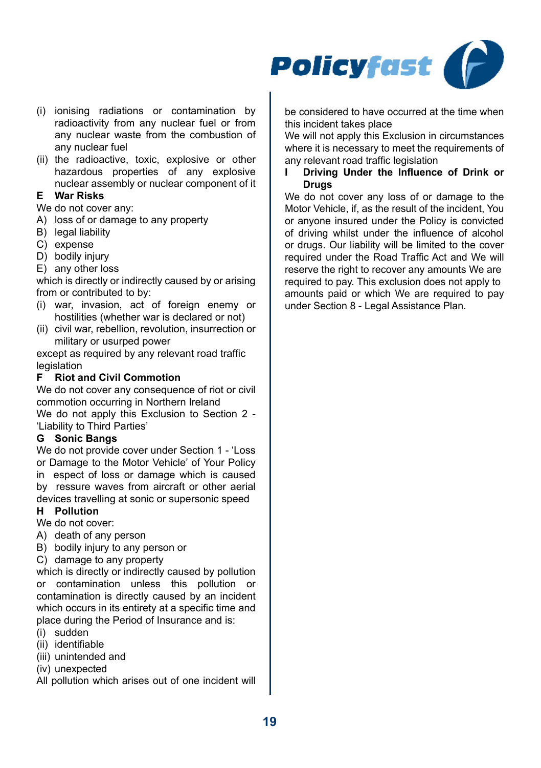(i) ionising radiations or contamination by radioactivity from any nuclear fuel or from any nuclear waste from the combustion of any nuclear fuel

(ii) the radioactive, toxic, explosive or other hazardous properties of any explosive nuclear assembly or nuclear component of it

**E War Risks**

We do not cover any:

A) loss of or damage to any property

B) legal liability

C) expense

D) bodily injury

E) any other loss

which is directly or indirectly caused by or arising from or contributed to by:

(i) war, invasion, act of foreign enemy or hostilities (whether war is declared or not)

(ii) civil war, rebellion, revolution, insurrection or military or usurped power

except as required by any relevant road traffic legislation

**F Riot and Civil Commotion**

We do not cover any consequence of riot or civil commotion occurring in Northern Ireland

We do not apply this Exclusion to Section 2 - 'Liability to Third Parties'

**G Sonic Bangs**

We do not provide cover under Section 1 - 'Loss or Damage to the Motor Vehicle' of Your Policy in espect of loss or damage which is caused by ressure waves from aircraft or other aerial devices travelling at sonic or supersonic speed

**H Pollution**

We do not cover:

A) death of any person

B) bodily injury to any person or

C) damage to any property

which is directly or indirectly caused by pollution or contamination unless this pollution or contamination is directly caused by an incident which occurs in its entirety at a specific time and place during the Period of Insurance and is:

(i) sudden

(ii) identifiable

(iii) unintended and

(iv) unexpected

All pollution which arises out of one incident will be considered to have occurred at the time when this incident takes place

We will not apply this Exclusion in circumstances where it is necessary to meet the requirements of any relevant road traffic legislation

**I Driving Under the Influence of Drink or Drugs**

We do not cover any loss of or damage to the Motor Vehicle, if, as the result of the incident, You or anyone insured under the Policy is convicted of driving whilst under the influence of alcohol or drugs. Our liability will be limited to the cover required under the Road Traffic Act and We will reserve the right to recover any amounts We are required to pay. This exclusion does not apply to amounts paid or which We are required to pay under Section 8 - Legal Assistance Plan.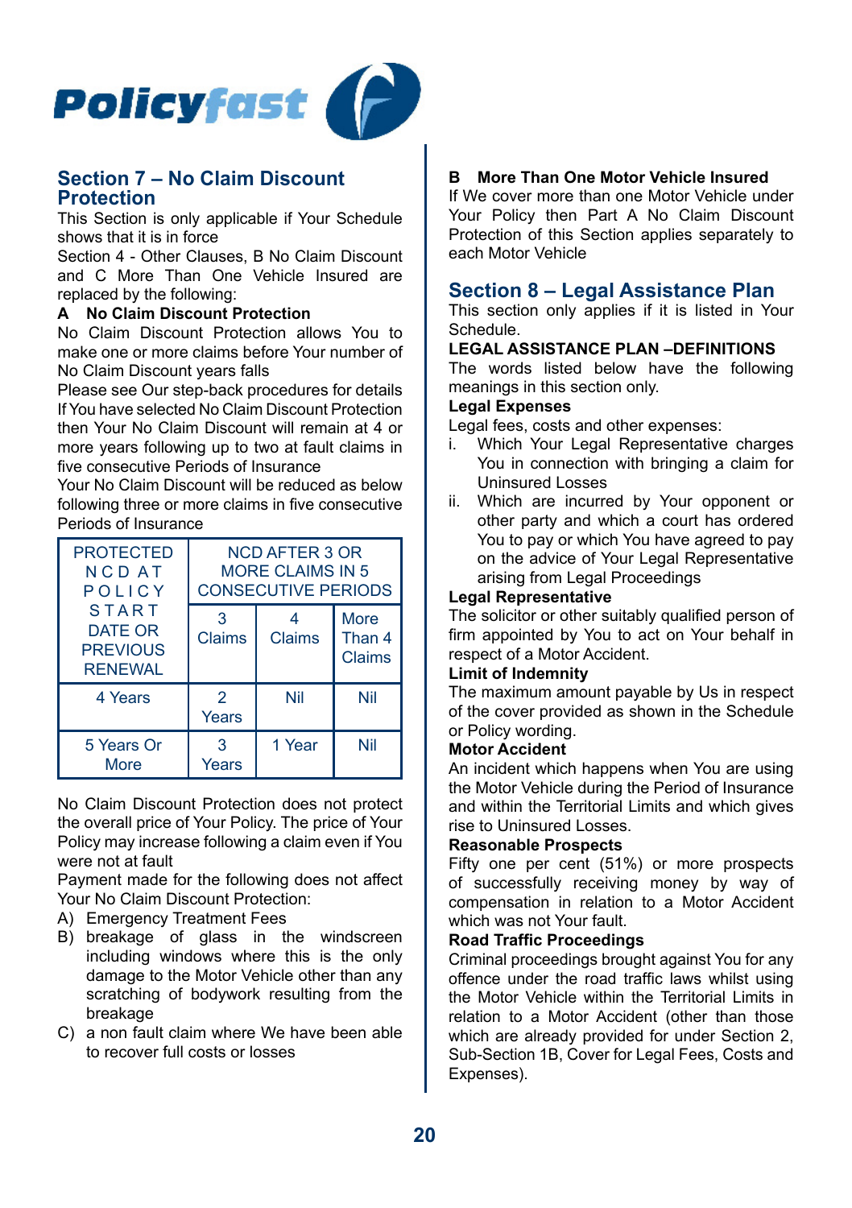## Section 7 – No Claim Discount Protection

This Section is only applicable if Your Schedule shows that it is in force

Section 4 - Other Clauses, B No Claim Discount and C More Than One Vehicle Insured are replaced by the following:

**A No Claim Discount Protection**

No Claim Discount Protection allows You to make one or more claims before Your number of No Claim Discount years falls

Please see Our step-back procedures for details

If You have selected No Claim Discount Protection then Your No Claim Discount will remain at 4 or more years following up to two at fault claims in five consecutive Periods of Insurance

Your No Claim Discount will be reduced as below following three or more claims in five consecutive Periods of Insurance

| PROTECTED NCD AT POLICY START DATE OR PREVIOUS RENEWAL | NCD AFTER 3 OR MORE CLAIMS IN 5 CONSECUTIVE PERIODS | | |
|---|---|---|---|
| | 3 Claims | 4 Claims | More Than 4 Claims |
| 4 Years | 2 Years | Nil | Nil |
| 5 Years Or More | 3 Years | 1 Year | Nil |

No Claim Discount Protection does not protect the overall price of Your Policy. The price of Your Policy may increase following a claim even if You were not at fault

Payment made for the following does not affect Your No Claim Discount Protection:

A) Emergency Treatment Fees
B) breakage of glass in the windscreen including windows where this is the only damage to the Motor Vehicle other than any scratching of bodywork resulting from the breakage
C) a non fault claim where We have been able to recover full costs or losses

**B More Than One Motor Vehicle Insured**

If We cover more than one Motor Vehicle under Your Policy then Part A No Claim Discount Protection of this Section applies separately to each Motor Vehicle

## Section 8 – Legal Assistance Plan

This section only applies if it is listed in Your Schedule.

**LEGAL ASSISTANCE PLAN –DEFINITIONS**

The words listed below have the following meanings in this section only.

**Legal Expenses**

Legal fees, costs and other expenses:

i. Which Your Legal Representative charges You in connection with bringing a claim for Uninsured Losses
ii. Which are incurred by Your opponent or other party and which a court has ordered You to pay or which You have agreed to pay on the advice of Your Legal Representative arising from Legal Proceedings

**Legal Representative**

The solicitor or other suitably qualified person of firm appointed by You to act on Your behalf in respect of a Motor Accident.

**Limit of Indemnity**

The maximum amount payable by Us in respect of the cover provided as shown in the Schedule or Policy wording.

**Motor Accident**

An incident which happens when You are using the Motor Vehicle during the Period of Insurance and within the Territorial Limits and which gives rise to Uninsured Losses.

**Reasonable Prospects**

Fifty one per cent (51%) or more prospects of successfully receiving money by way of compensation in relation to a Motor Accident which was not Your fault.

**Road Traffic Proceedings**

Criminal proceedings brought against You for any offence under the road traffic laws whilst using the Motor Vehicle within the Territorial Limits in relation to a Motor Accident (other than those which are already provided for under Section 2, Sub-Section 1B, Cover for Legal Fees, Costs and Expenses).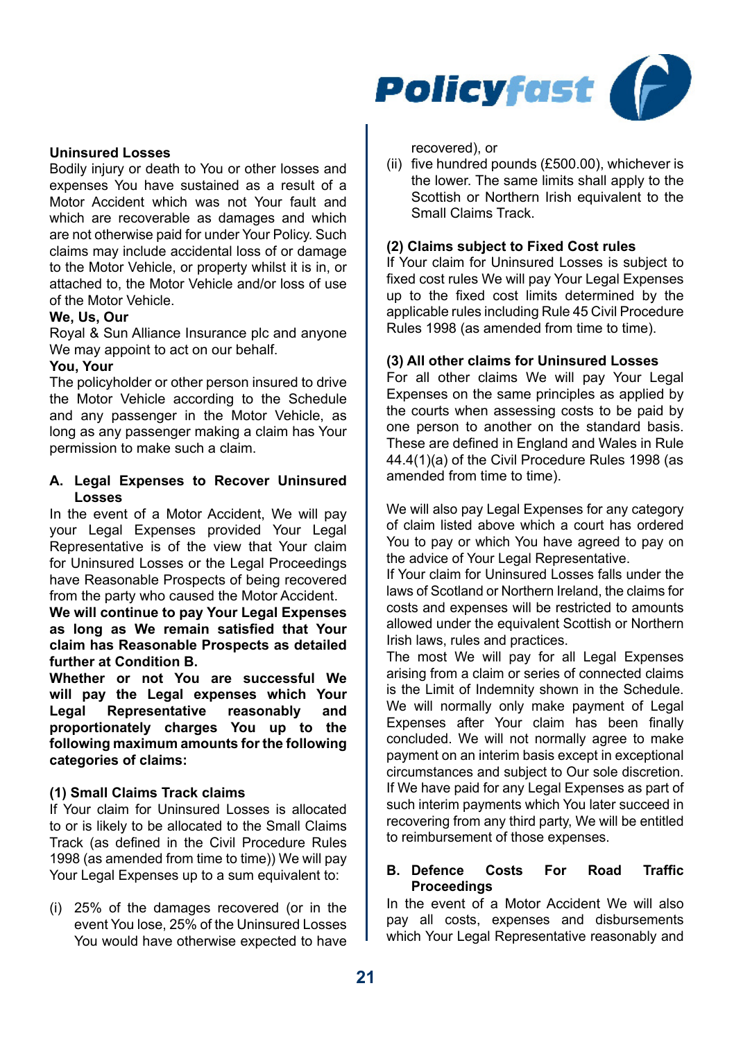**Uninsured Losses**
Bodily injury or death to You or other losses and expenses You have sustained as a result of a Motor Accident which was not Your fault and which are recoverable as damages and which are not otherwise paid for under Your Policy. Such claims may include accidental loss of or damage to the Motor Vehicle, or property whilst it is in, or attached to, the Motor Vehicle and/or loss of use of the Motor Vehicle.

**We, Us, Our**
Royal & Sun Alliance Insurance plc and anyone We may appoint to act on our behalf.

**You, Your**
The policyholder or other person insured to drive the Motor Vehicle according to the Schedule and any passenger in the Motor Vehicle, as long as any passenger making a claim has Your permission to make such a claim.

## A. Legal Expenses to Recover Uninsured Losses

In the event of a Motor Accident, We will pay your Legal Expenses provided Your Legal Representative is of the view that Your claim for Uninsured Losses or the Legal Proceedings have Reasonable Prospects of being recovered from the party who caused the Motor Accident.

**We will continue to pay Your Legal Expenses as long as We remain satisfied that Your claim has Reasonable Prospects as detailed further at Condition B.**

**Whether or not You are successful We will pay the Legal expenses which Your Legal Representative reasonably and proportionately charges You up to the following maximum amounts for the following categories of claims:**

### (1) Small Claims Track claims

If Your claim for Uninsured Losses is allocated to or is likely to be allocated to the Small Claims Track (as defined in the Civil Procedure Rules 1998 (as amended from time to time)) We will pay Your Legal Expenses up to a sum equivalent to:

(i) 25% of the damages recovered (or in the event You lose, 25% of the Uninsured Losses You would have otherwise expected to have recovered), or

(ii) five hundred pounds (£500.00), whichever is the lower. The same limits shall apply to the Scottish or Northern Irish equivalent to the Small Claims Track.

### (2) Claims subject to Fixed Cost rules

If Your claim for Uninsured Losses is subject to fixed cost rules We will pay Your Legal Expenses up to the fixed cost limits determined by the applicable rules including Rule 45 Civil Procedure Rules 1998 (as amended from time to time).

### (3) All other claims for Uninsured Losses

For all other claims We will pay Your Legal Expenses on the same principles as applied by the courts when assessing costs to be paid by one person to another on the standard basis. These are defined in England and Wales in Rule 44.4(1)(a) of the Civil Procedure Rules 1998 (as amended from time to time).

We will also pay Legal Expenses for any category of claim listed above which a court has ordered You to pay or which You have agreed to pay on the advice of Your Legal Representative.

If Your claim for Uninsured Losses falls under the laws of Scotland or Northern Ireland, the claims for costs and expenses will be restricted to amounts allowed under the equivalent Scottish or Northern Irish laws, rules and practices.

The most We will pay for all Legal Expenses arising from a claim or series of connected claims is the Limit of Indemnity shown in the Schedule. We will normally only make payment of Legal Expenses after Your claim has been finally concluded. We will not normally agree to make payment on an interim basis except in exceptional circumstances and subject to Our sole discretion. If We have paid for any Legal Expenses as part of such interim payments which You later succeed in recovering from any third party, We will be entitled to reimbursement of those expenses.

## B. Defence Costs For Road Traffic Proceedings

In the event of a Motor Accident We will also pay all costs, expenses and disbursements which Your Legal Representative reasonably and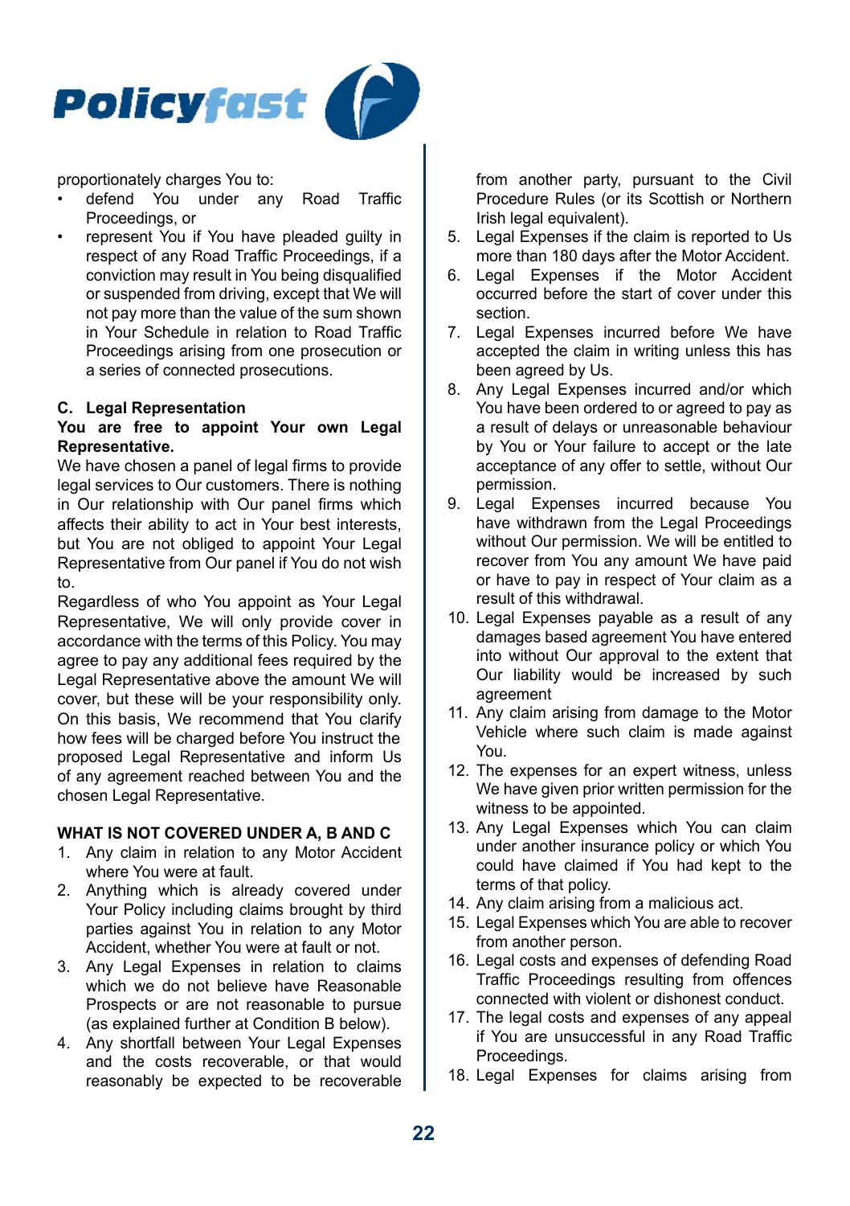proportionately charges You to:

- defend You under any Road Traffic Proceedings, or
- represent You if You have pleaded guilty in respect of any Road Traffic Proceedings, if a conviction may result in You being disqualified or suspended from driving, except that We will not pay more than the value of the sum shown in Your Schedule in relation to Road Traffic Proceedings arising from one prosecution or a series of connected prosecutions.

**C. Legal Representation**

**You are free to appoint Your own Legal Representative.**

We have chosen a panel of legal firms to provide legal services to Our customers. There is nothing in Our relationship with Our panel firms which affects their ability to act in Your best interests, but You are not obliged to appoint Your Legal Representative from Our panel if You do not wish to.

Regardless of who You appoint as Your Legal Representative, We will only provide cover in accordance with the terms of this Policy. You may agree to pay any additional fees required by the Legal Representative above the amount We will cover, but these will be your responsibility only. On this basis, We recommend that You clarify how fees will be charged before You instruct the proposed Legal Representative and inform Us of any agreement reached between You and the chosen Legal Representative.

**WHAT IS NOT COVERED UNDER A, B AND C**

1. Any claim in relation to any Motor Accident where You were at fault.
2. Anything which is already covered under Your Policy including claims brought by third parties against You in relation to any Motor Accident, whether You were at fault or not.
3. Any Legal Expenses in relation to claims which we do not believe have Reasonable Prospects or are not reasonable to pursue (as explained further at Condition B below).
4. Any shortfall between Your Legal Expenses and the costs recoverable, or that would reasonably be expected to be recoverable from another party, pursuant to the Civil Procedure Rules (or its Scottish or Northern Irish legal equivalent).
5. Legal Expenses if the claim is reported to Us more than 180 days after the Motor Accident.
6. Legal Expenses if the Motor Accident occurred before the start of cover under this section.
7. Legal Expenses incurred before We have accepted the claim in writing unless this has been agreed by Us.
8. Any Legal Expenses incurred and/or which You have been ordered to or agreed to pay as a result of delays or unreasonable behaviour by You or Your failure to accept or the late acceptance of any offer to settle, without Our permission.
9. Legal Expenses incurred because You have withdrawn from the Legal Proceedings without Our permission. We will be entitled to recover from You any amount We have paid or have to pay in respect of Your claim as a result of this withdrawal.
10. Legal Expenses payable as a result of any damages based agreement You have entered into without Our approval to the extent that Our liability would be increased by such agreement
11. Any claim arising from damage to the Motor Vehicle where such claim is made against You.
12. The expenses for an expert witness, unless We have given prior written permission for the witness to be appointed.
13. Any Legal Expenses which You can claim under another insurance policy or which You could have claimed if You had kept to the terms of that policy.
14. Any claim arising from a malicious act.
15. Legal Expenses which You are able to recover from another person.
16. Legal costs and expenses of defending Road Traffic Proceedings resulting from offences connected with violent or dishonest conduct.
17. The legal costs and expenses of any appeal if You are unsuccessful in any Road Traffic Proceedings.
18. Legal Expenses for claims arising from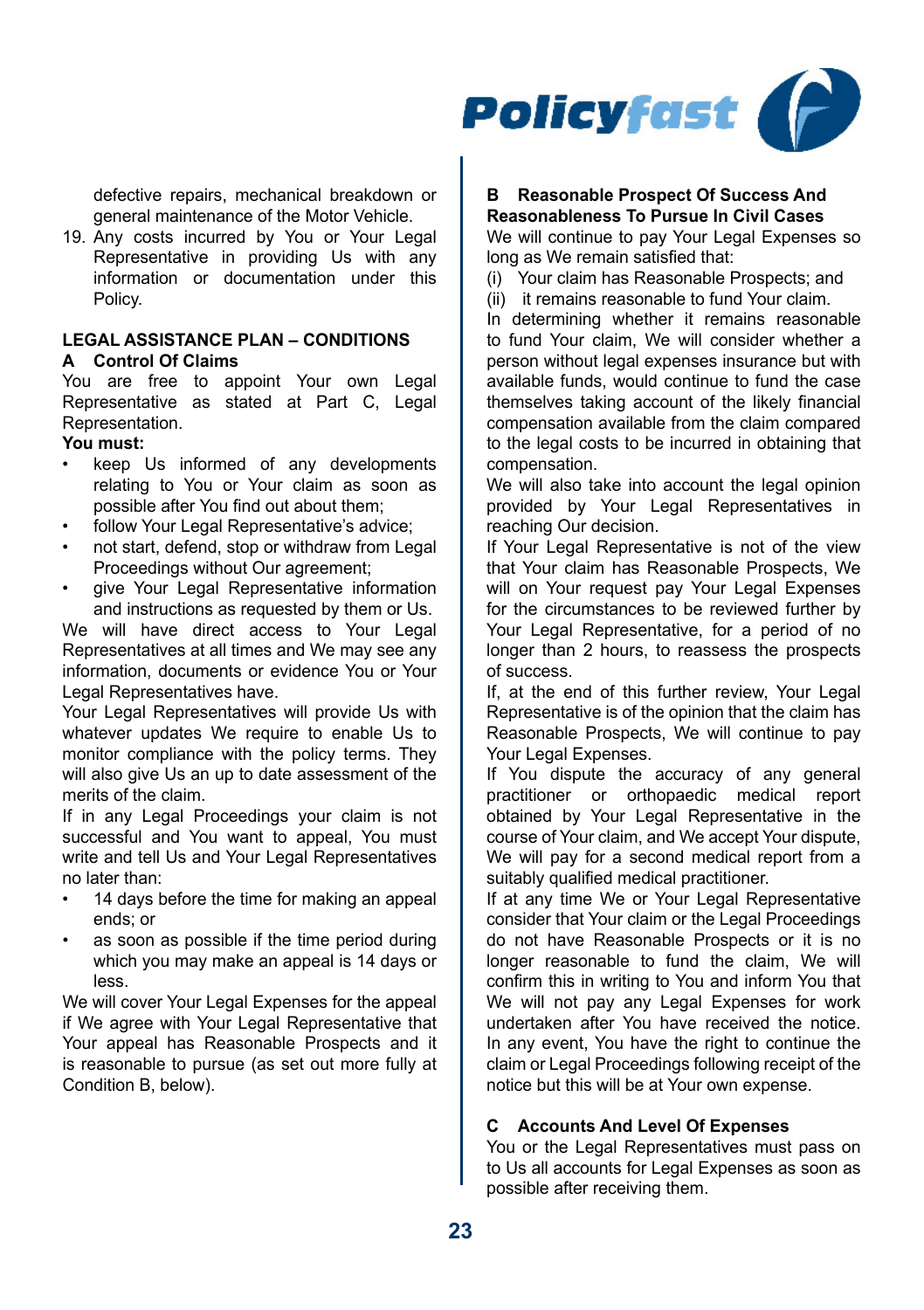defective repairs, mechanical breakdown or general maintenance of the Motor Vehicle.

19. Any costs incurred by You or Your Legal Representative in providing Us with any information or documentation under this Policy.

## LEGAL ASSISTANCE PLAN – CONDITIONS

### A Control Of Claims

You are free to appoint Your own Legal Representative as stated at Part C, Legal Representation.

**You must:**

- keep Us informed of any developments relating to You or Your claim as soon as possible after You find out about them;
- follow Your Legal Representative's advice;
- not start, defend, stop or withdraw from Legal Proceedings without Our agreement;
- give Your Legal Representative information and instructions as requested by them or Us.

We will have direct access to Your Legal Representatives at all times and We may see any information, documents or evidence You or Your Legal Representatives have.

Your Legal Representatives will provide Us with whatever updates We require to enable Us to monitor compliance with the policy terms. They will also give Us an up to date assessment of the merits of the claim.

If in any Legal Proceedings your claim is not successful and You want to appeal, You must write and tell Us and Your Legal Representatives no later than:

- 14 days before the time for making an appeal ends; or
- as soon as possible if the time period during which you may make an appeal is 14 days or less.

We will cover Your Legal Expenses for the appeal if We agree with Your Legal Representative that Your appeal has Reasonable Prospects and it is reasonable to pursue (as set out more fully at Condition B, below).

### B Reasonable Prospect Of Success And Reasonableness To Pursue In Civil Cases

We will continue to pay Your Legal Expenses so long as We remain satisfied that:

(i) Your claim has Reasonable Prospects; and
(ii) it remains reasonable to fund Your claim.

In determining whether it remains reasonable to fund Your claim, We will consider whether a person without legal expenses insurance but with available funds, would continue to fund the case themselves taking account of the likely financial compensation available from the claim compared to the legal costs to be incurred in obtaining that compensation.

We will also take into account the legal opinion provided by Your Legal Representatives in reaching Our decision.

If Your Legal Representative is not of the view that Your claim has Reasonable Prospects, We will on Your request pay Your Legal Expenses for the circumstances to be reviewed further by Your Legal Representative, for a period of no longer than 2 hours, to reassess the prospects of success.

If, at the end of this further review, Your Legal Representative is of the opinion that the claim has Reasonable Prospects, We will continue to pay Your Legal Expenses.

If You dispute the accuracy of any general practitioner or orthopaedic medical report obtained by Your Legal Representative in the course of Your claim, and We accept Your dispute, We will pay for a second medical report from a suitably qualified medical practitioner.

If at any time We or Your Legal Representative consider that Your claim or the Legal Proceedings do not have Reasonable Prospects or it is no longer reasonable to fund the claim, We will confirm this in writing to You and inform You that We will not pay any Legal Expenses for work undertaken after You have received the notice. In any event, You have the right to continue the claim or Legal Proceedings following receipt of the notice but this will be at Your own expense.

### C Accounts And Level Of Expenses

You or the Legal Representatives must pass on to Us all accounts for Legal Expenses as soon as possible after receiving them.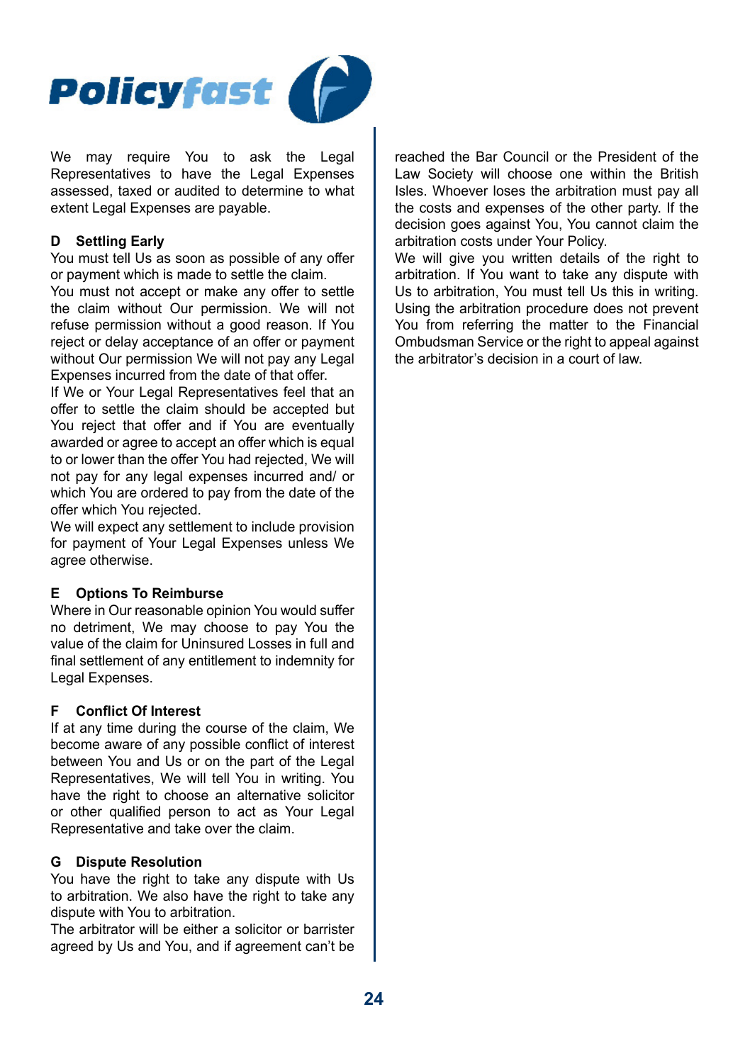We may require You to ask the Legal Representatives to have the Legal Expenses assessed, taxed or audited to determine to what extent Legal Expenses are payable.

**D Settling Early**

You must tell Us as soon as possible of any offer or payment which is made to settle the claim.

You must not accept or make any offer to settle the claim without Our permission. We will not refuse permission without a good reason. If You reject or delay acceptance of an offer or payment without Our permission We will not pay any Legal Expenses incurred from the date of that offer.

If We or Your Legal Representatives feel that an offer to settle the claim should be accepted but You reject that offer and if You are eventually awarded or agree to accept an offer which is equal to or lower than the offer You had rejected, We will not pay for any legal expenses incurred and/ or which You are ordered to pay from the date of the offer which You rejected.

We will expect any settlement to include provision for payment of Your Legal Expenses unless We agree otherwise.

**E Options To Reimburse**

Where in Our reasonable opinion You would suffer no detriment, We may choose to pay You the value of the claim for Uninsured Losses in full and final settlement of any entitlement to indemnity for Legal Expenses.

**F Conflict Of Interest**

If at any time during the course of the claim, We become aware of any possible conflict of interest between You and Us or on the part of the Legal Representatives, We will tell You in writing. You have the right to choose an alternative solicitor or other qualified person to act as Your Legal Representative and take over the claim.

**G Dispute Resolution**

You have the right to take any dispute with Us to arbitration. We also have the right to take any dispute with You to arbitration.

The arbitrator will be either a solicitor or barrister agreed by Us and You, and if agreement can't be reached the Bar Council or the President of the Law Society will choose one within the British Isles. Whoever loses the arbitration must pay all the costs and expenses of the other party. If the decision goes against You, You cannot claim the arbitration costs under Your Policy.

We will give you written details of the right to arbitration. If You want to take any dispute with Us to arbitration, You must tell Us this in writing. Using the arbitration procedure does not prevent You from referring the matter to the Financial Ombudsman Service or the right to appeal against the arbitrator's decision in a court of law.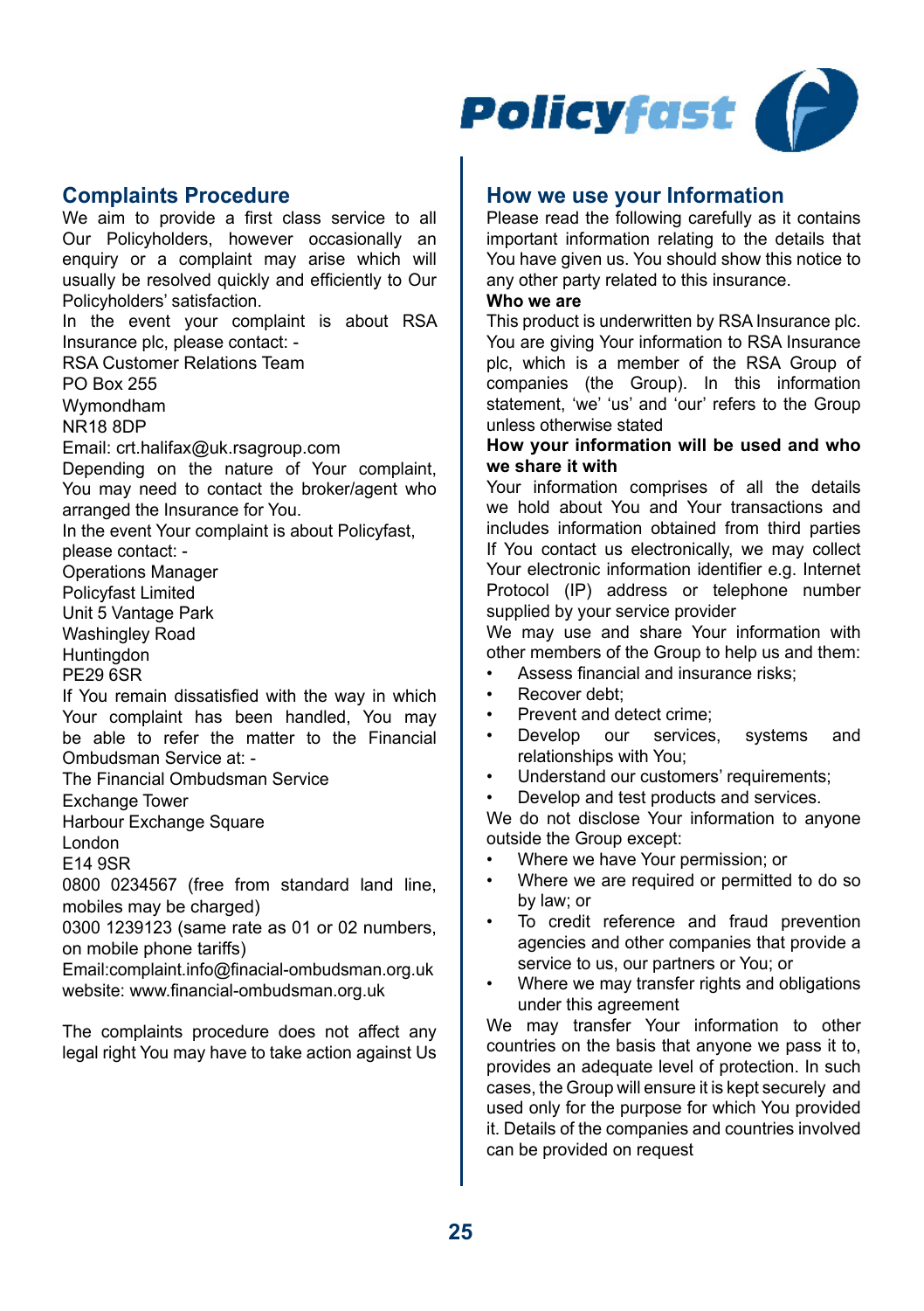## Complaints Procedure

We aim to provide a first class service to all Our Policyholders, however occasionally an enquiry or a complaint may arise which will usually be resolved quickly and efficiently to Our Policyholders' satisfaction.

In the event your complaint is about RSA Insurance plc, please contact: -

RSA Customer Relations Team
PO Box 255
Wymondham
NR18 8DP
Email: crt.halifax@uk.rsagroup.com

Depending on the nature of Your complaint, You may need to contact the broker/agent who arranged the Insurance for You.

In the event Your complaint is about Policyfast, please contact: -

Operations Manager
Policyfast Limited
Unit 5 Vantage Park
Washingley Road
Huntingdon
PE29 6SR

If You remain dissatisfied with the way in which Your complaint has been handled, You may be able to refer the matter to the Financial Ombudsman Service at: -

The Financial Ombudsman Service
Exchange Tower
Harbour Exchange Square
London
E14 9SR
0800 0234567 (free from standard land line, mobiles may be charged)
0300 1239123 (same rate as 01 or 02 numbers, on mobile phone tariffs)
Email:complaint.info@finacial-ombudsman.org.uk
website: www.financial-ombudsman.org.uk

The complaints procedure does not affect any legal right You may have to take action against Us

## How we use your Information

Please read the following carefully as it contains important information relating to the details that You have given us. You should show this notice to any other party related to this insurance.

**Who we are**

This product is underwritten by RSA Insurance plc. You are giving Your information to RSA Insurance plc, which is a member of the RSA Group of companies (the Group). In this information statement, 'we' 'us' and 'our' refers to the Group unless otherwise stated

**How your information will be used and who we share it with**

Your information comprises of all the details we hold about You and Your transactions and includes information obtained from third parties If You contact us electronically, we may collect Your electronic information identifier e.g. Internet Protocol (IP) address or telephone number supplied by your service provider

We may use and share Your information with other members of the Group to help us and them:

- Assess financial and insurance risks;
- Recover debt;
- Prevent and detect crime;
- Develop our services, systems and relationships with You;
- Understand our customers' requirements;
- Develop and test products and services.

We do not disclose Your information to anyone outside the Group except:

- Where we have Your permission; or
- Where we are required or permitted to do so by law; or
- To credit reference and fraud prevention agencies and other companies that provide a service to us, our partners or You; or
- Where we may transfer rights and obligations under this agreement

We may transfer Your information to other countries on the basis that anyone we pass it to, provides an adequate level of protection. In such cases, the Group will ensure it is kept securely and used only for the purpose for which You provided it. Details of the companies and countries involved can be provided on request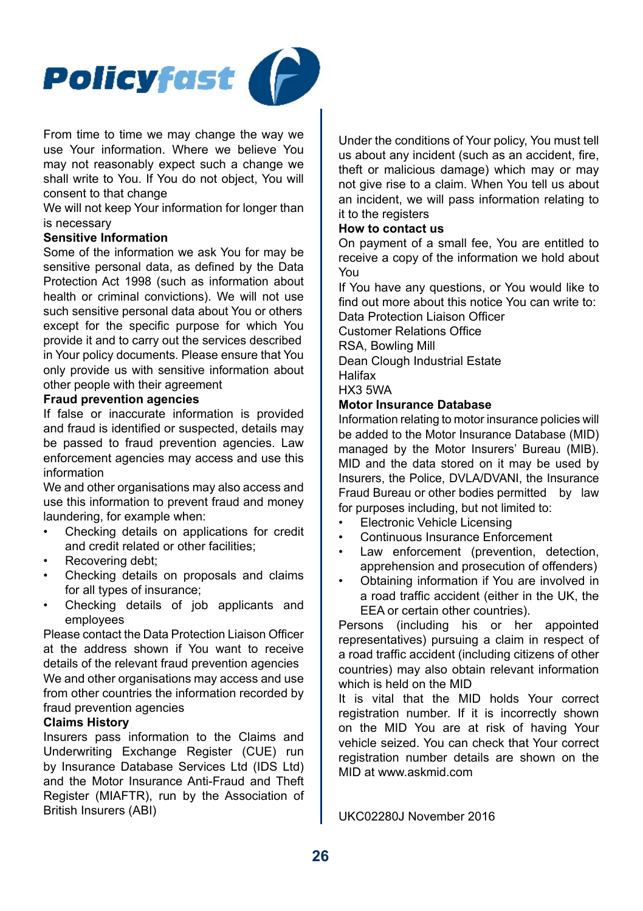From time to time we may change the way we use Your information. Where we believe You may not reasonably expect such a change we shall write to You. If You do not object, You will consent to that change

We will not keep Your information for longer than is necessary

**Sensitive Information**

Some of the information we ask You for may be sensitive personal data, as defined by the Data Protection Act 1998 (such as information about health or criminal convictions). We will not use such sensitive personal data about You or others except for the specific purpose for which You provide it and to carry out the services described in Your policy documents. Please ensure that You only provide us with sensitive information about other people with their agreement

**Fraud prevention agencies**

If false or inaccurate information is provided and fraud is identified or suspected, details may be passed to fraud prevention agencies. Law enforcement agencies may access and use this information

We and other organisations may also access and use this information to prevent fraud and money laundering, for example when:

- Checking details on applications for credit and credit related or other facilities;
- Recovering debt;
- Checking details on proposals and claims for all types of insurance;
- Checking details of job applicants and employees

Please contact the Data Protection Liaison Officer at the address shown if You want to receive details of the relevant fraud prevention agencies

We and other organisations may access and use from other countries the information recorded by fraud prevention agencies

**Claims History**

Insurers pass information to the Claims and Underwriting Exchange Register (CUE) run by Insurance Database Services Ltd (IDS Ltd) and the Motor Insurance Anti-Fraud and Theft Register (MIAFTR), run by the Association of British Insurers (ABI)

Under the conditions of Your policy, You must tell us about any incident (such as an accident, fire, theft or malicious damage) which may or may not give rise to a claim. When You tell us about an incident, we will pass information relating to it to the registers

**How to contact us**

On payment of a small fee, You are entitled to receive a copy of the information we hold about You

If You have any questions, or You would like to find out more about this notice You can write to:

Data Protection Liaison Officer
Customer Relations Office
RSA, Bowling Mill
Dean Clough Industrial Estate
Halifax
HX3 5WA

**Motor Insurance Database**

Information relating to motor insurance policies will be added to the Motor Insurance Database (MID) managed by the Motor Insurers' Bureau (MIB). MID and the data stored on it may be used by Insurers, the Police, DVLA/DVANI, the Insurance Fraud Bureau or other bodies permitted by law for purposes including, but not limited to:

- Electronic Vehicle Licensing
- Continuous Insurance Enforcement
- Law enforcement (prevention, detection, apprehension and prosecution of offenders)
- Obtaining information if You are involved in a road traffic accident (either in the UK, the EEA or certain other countries).

Persons (including his or her appointed representatives) pursuing a claim in respect of a road traffic accident (including citizens of other countries) may also obtain relevant information which is held on the MID

It is vital that the MID holds Your correct registration number. If it is incorrectly shown on the MID You are at risk of having Your vehicle seized. You can check that Your correct registration number details are shown on the MID at www.askmid.com

UKC02280J November 2016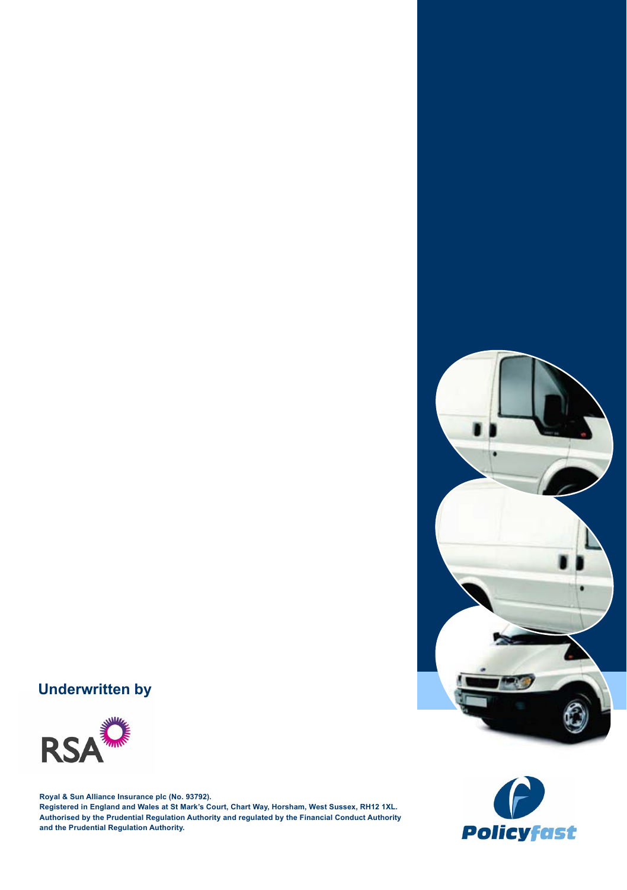**Underwritten by**

RSA

**Royal & Sun Alliance Insurance plc (No. 93792).**
**Registered in England and Wales at St Mark's Court, Chart Way, Horsham, West Sussex, RH12 1XL.**
**Authorised by the Prudential Regulation Authority and regulated by the Financial Conduct Authority and the Prudential Regulation Authority.**

Policyfast